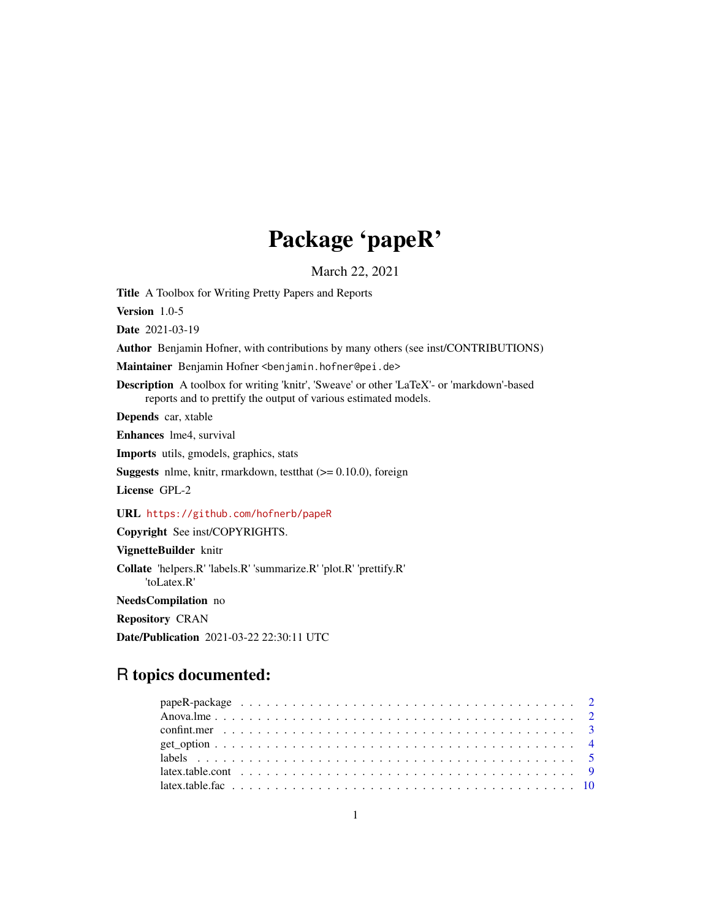# Package 'papeR'

March 22, 2021

**Title** A Toolbox for Writing Pretty Papers and Reports

**Version** 1.0-5

**Date** 2021-03-19

**Author** Benjamin Hofner, with contributions by many others (see inst/CONTRIBUTIONS)

**Maintainer** Benjamin Hofner <benjamin.hofner@pei.de>

**Description** A toolbox for writing 'knitr', 'Sweave' or other 'LaTeX'- or 'markdown'-based reports and to prettify the output of various estimated models.

**Depends** car, xtable

**Enhances** lme4, survival

**Imports** utils, gmodels, graphics, stats

**Suggests** nlme, knitr, rmarkdown, testthat (>= 0.10.0), foreign

**License** GPL-2

**URL** https://github.com/hofnerb/papeR

**Copyright** See inst/COPYRIGHTS.

**VignetteBuilder** knitr

**Collate** 'helpers.R' 'labels.R' 'summarize.R' 'plot.R' 'prettify.R' 'toLatex.R'

**NeedsCompilation** no

**Repository** CRAN

**Date/Publication** 2021-03-22 22:30:11 UTC

## R topics documented:

- papeR-package . . . . . . . . . . . . . . . . . . . . . . . . . . . . . . . . . . . . . 2
- Anova.lme . . . . . . . . . . . . . . . . . . . . . . . . . . . . . . . . . . . . . . . 2
- confint.mer . . . . . . . . . . . . . . . . . . . . . . . . . . . . . . . . . . . . . . 3
- get_option . . . . . . . . . . . . . . . . . . . . . . . . . . . . . . . . . . . . . . . 4
- labels . . . . . . . . . . . . . . . . . . . . . . . . . . . . . . . . . . . . . . . . . 5
- latex.table.cont . . . . . . . . . . . . . . . . . . . . . . . . . . . . . . . . . . . . 9
- latex.table.fac . . . . . . . . . . . . . . . . . . . . . . . . . . . . . . . . . . . . . 10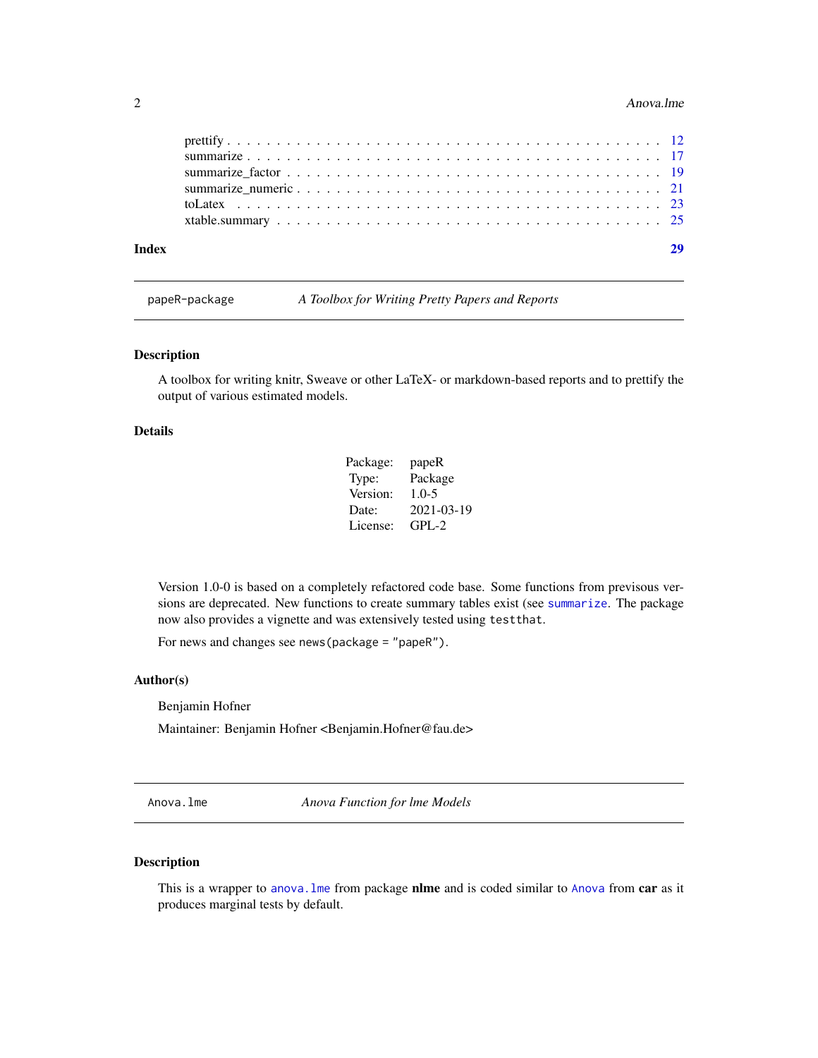prettify . . . . . . . . . . . . . . . . . . . . . . . . . . . . . . . . . . . . . . . . . . 12
summarize . . . . . . . . . . . . . . . . . . . . . . . . . . . . . . . . . . . . . . . . . 17
summarize_factor . . . . . . . . . . . . . . . . . . . . . . . . . . . . . . . . . . . . . 19
summarize_numeric . . . . . . . . . . . . . . . . . . . . . . . . . . . . . . . . . . . . 21
toLatex . . . . . . . . . . . . . . . . . . . . . . . . . . . . . . . . . . . . . . . . . . . 23
xtable.summary . . . . . . . . . . . . . . . . . . . . . . . . . . . . . . . . . . . . . . 25

**Index** **29**

---

`papeR-package` *A Toolbox for Writing Pretty Papers and Reports*

---

### Description

A toolbox for writing knitr, Sweave or other LaTeX- or markdown-based reports and to prettify the output of various estimated models.

### Details

| | |
|---|---|
| Package: | papeR |
| Type: | Package |
| Version: | 1.0-5 |
| Date: | 2021-03-19 |
| License: | GPL-2 |

Version 1.0-0 is based on a completely refactored code base. Some functions from prevision versions are deprecated. New functions to create summary tables exist (see `summarize`. The package now also provides a vignette and was extensively tested using `testthat`.

For news and changes see `news(package = "papeR")`.

### Author(s)

Benjamin Hofner

Maintainer: Benjamin Hofner <Benjamin.Hofner@fau.de>

---

`Anova.lme` *Anova Function for lme Models*

---

### Description

This is a wrapper to `anova.lme` from package **nlme** and is coded similar to `Anova` from **car** as it produces marginal tests by default.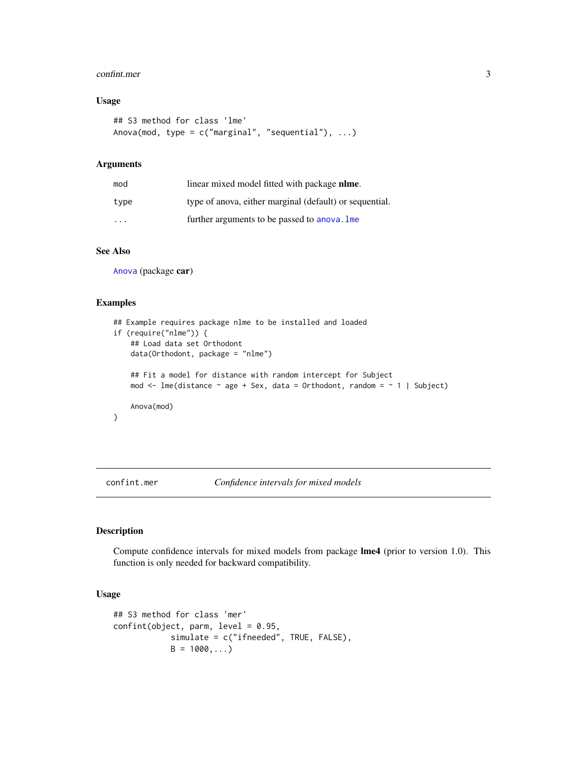## Usage

```
## S3 method for class 'lme'
Anova(mod, type = c("marginal", "sequential"), ...)
```

## Arguments

| | |
|---|---|
| mod | linear mixed model fitted with package **nlme**. |
| type | type of anova, either marginal (default) or sequential. |
| ... | further arguments to be passed to anova.lme |

## See Also

Anova (package **car**)

## Examples

```
## Example requires package nlme to be installed and loaded
if (require("nlme")) {
    ## Load data set Orthodont
    data(Orthodont, package = "nlme")

    ## Fit a model for distance with random intercept for Subject
    mod <- lme(distance ~ age + Sex, data = Orthodont, random = ~ 1 | Subject)

    Anova(mod)
}
```

---

# confint.mer &nbsp;&nbsp;&nbsp; *Confidence intervals for mixed models*

## Description

Compute confidence intervals for mixed models from package **lme4** (prior to version 1.0). This function is only needed for backward compatibility.

## Usage

```
## S3 method for class 'mer'
confint(object, parm, level = 0.95,
            simulate = c("ifneeded", TRUE, FALSE),
            B = 1000,...)
```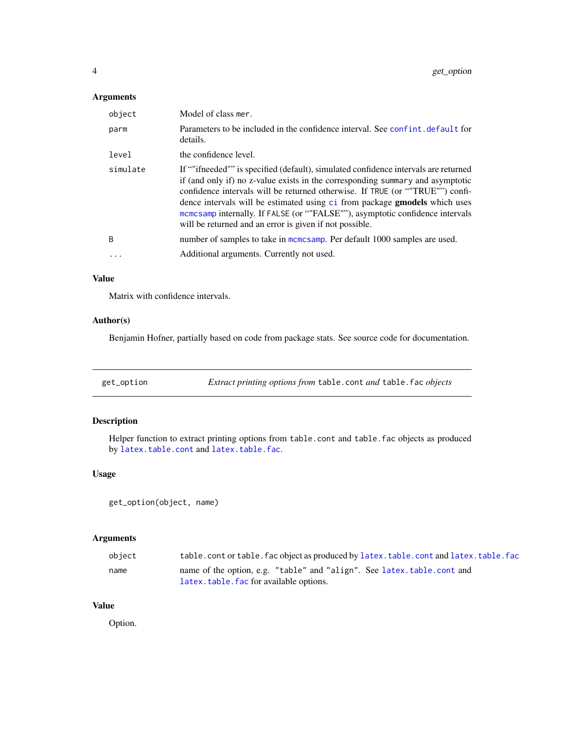### Arguments

| | |
|---|---|
| `object` | Model of class `mer`. |
| `parm` | Parameters to be included in the confidence interval. See `confint.default` for details. |
| `level` | the confidence level. |
| `simulate` | If ""ifneeded"" is specified (default), simulated confidence intervals are returned if (and only if) no z-value exists in the corresponding `summary` and asymptotic confidence intervals will be returned otherwise. If `TRUE` (or ""TRUE"") confidence intervals will be estimated using `ci` from package **gmodels** which uses `mcmcsamp` internally. If `FALSE` (or ""FALSE""), asymptotic confidence intervals will be returned and an error is given if not possible. |
| `B` | number of samples to take in `mcmcsamp`. Per default 1000 samples are used. |
| `...` | Additional arguments. Currently not used. |

### Value

Matrix with confidence intervals.

### Author(s)

Benjamin Hofner, partially based on code from package stats. See source code for documentation.

---

## get_option — *Extract printing options from `table.cont` and `table.fac` objects*

### Description

Helper function to extract printing options from `table.cont` and `table.fac` objects as produced by `latex.table.cont` and `latex.table.fac`.

### Usage

```
get_option(object, name)
```

### Arguments

| | |
|---|---|
| `object` | `table.cont` or `table.fac` object as produced by `latex.table.cont` and `latex.table.fac` |
| `name` | name of the option, e.g. `"table"` and `"align"`. See `latex.table.cont` and `latex.table.fac` for available options. |

### Value

Option.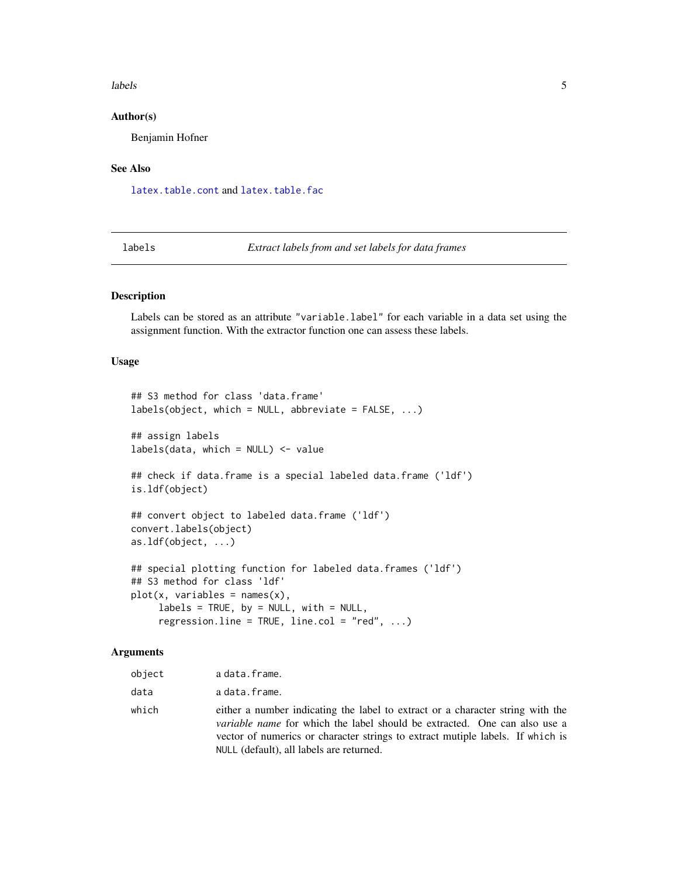### Author(s)

Benjamin Hofner

### See Also

`latex.table.cont` and `latex.table.fac`

---

## labels — *Extract labels from and set labels for data frames*

---

### Description

Labels can be stored as an attribute "variable.label" for each variable in a data set using the assignment function. With the extractor function one can assess these labels.

### Usage

```
## S3 method for class 'data.frame'
labels(object, which = NULL, abbreviate = FALSE, ...)

## assign labels
labels(data, which = NULL) <- value

## check if data.frame is a special labeled data.frame ('ldf')
is.ldf(object)

## convert object to labeled data.frame ('ldf')
convert.labels(object)
as.ldf(object, ...)

## special plotting function for labeled data.frames ('ldf')
## S3 method for class 'ldf'
plot(x, variables = names(x),
     labels = TRUE, by = NULL, with = NULL,
     regression.line = TRUE, line.col = "red", ...)
```

### Arguments

| | |
|---|---|
| `object` | a `data.frame`. |
| `data` | a `data.frame`. |
| `which` | either a number indicating the label to extract or a character string with the *variable name* for which the label should be extracted. One can also use a vector of numerics or character strings to extract mutiple labels. If `which` is `NULL` (default), all labels are returned. |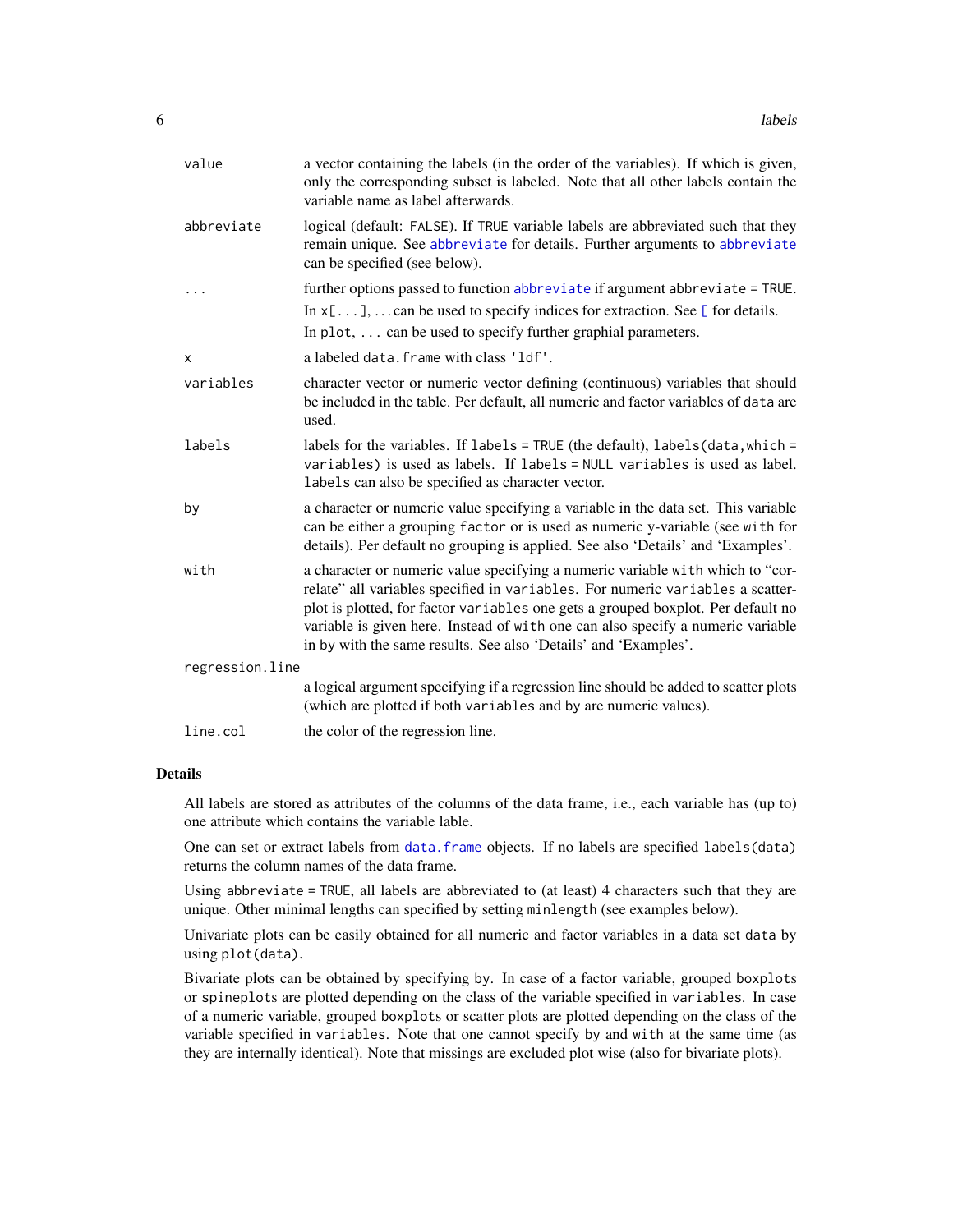| | |
|---|---|
| `value` | a vector containing the labels (in the order of the variables). If which is given, only the corresponding subset is labeled. Note that all other labels contain the variable name as label afterwards. |
| `abbreviate` | logical (default: `FALSE`). If `TRUE` variable labels are abbreviated such that they remain unique. See `abbreviate` for details. Further arguments to `abbreviate` can be specified (see below). |
| `...` | further options passed to function `abbreviate` if argument `abbreviate = TRUE`. In `x[...]`, ... can be used to specify indices for extraction. See `[` for details. In `plot`, `...` can be used to specify further graphial parameters. |
| `x` | a labeled `data.frame` with class `'ldf'`. |
| `variables` | character vector or numeric vector defining (continuous) variables that should be included in the table. Per default, all numeric and factor variables of `data` are used. |
| `labels` | labels for the variables. If `labels = TRUE` (the default), `labels(data,which = variables)` is used as labels. If `labels = NULL` `variables` is used as label. `labels` can also be specified as character vector. |
| `by` | a character or numeric value specifying a variable in the data set. This variable can be either a grouping `factor` or is used as numeric y-variable (see `with` for details). Per default no grouping is applied. See also 'Details' and 'Examples'. |
| `with` | a character or numeric value specifying a numeric variable `with` which to "correlate" all variables specified in `variables`. For numeric `variables` a scatterplot is plotted, for factor `variables` one gets a grouped boxplot. Per default no variable is given here. Instead of `with` one can also specify a numeric variable in by with the same results. See also 'Details' and 'Examples'. |
| `regression.line` | a logical argument specifying if a regression line should be added to scatter plots (which are plotted if both `variables` and by are numeric values). |
| `line.col` | the color of the regression line. |

## Details

All labels are stored as attributes of the columns of the data frame, i.e., each variable has (up to) one attribute which contains the variable lable.

One can set or extract labels from `data.frame` objects. If no labels are specified `labels(data)` returns the column names of the data frame.

Using `abbreviate = TRUE`, all labels are abbreviated to (at least) 4 characters such that they are unique. Other minimal lengths can specified by setting `minlength` (see examples below).

Univariate plots can be easily obtained for all numeric and factor variables in a data set `data` by using `plot(data)`.

Bivariate plots can be obtained by specifying `by`. In case of a factor variable, grouped `boxplots` or `spineplots` are plotted depending on the class of the variable specified in `variables`. In case of a numeric variable, grouped `boxplots` or scatter plots are plotted depending on the class of the variable specified in `variables`. Note that one cannot specify `by` and `with` at the same time (as they are internally identical). Note that missings are excluded plot wise (also for bivariate plots).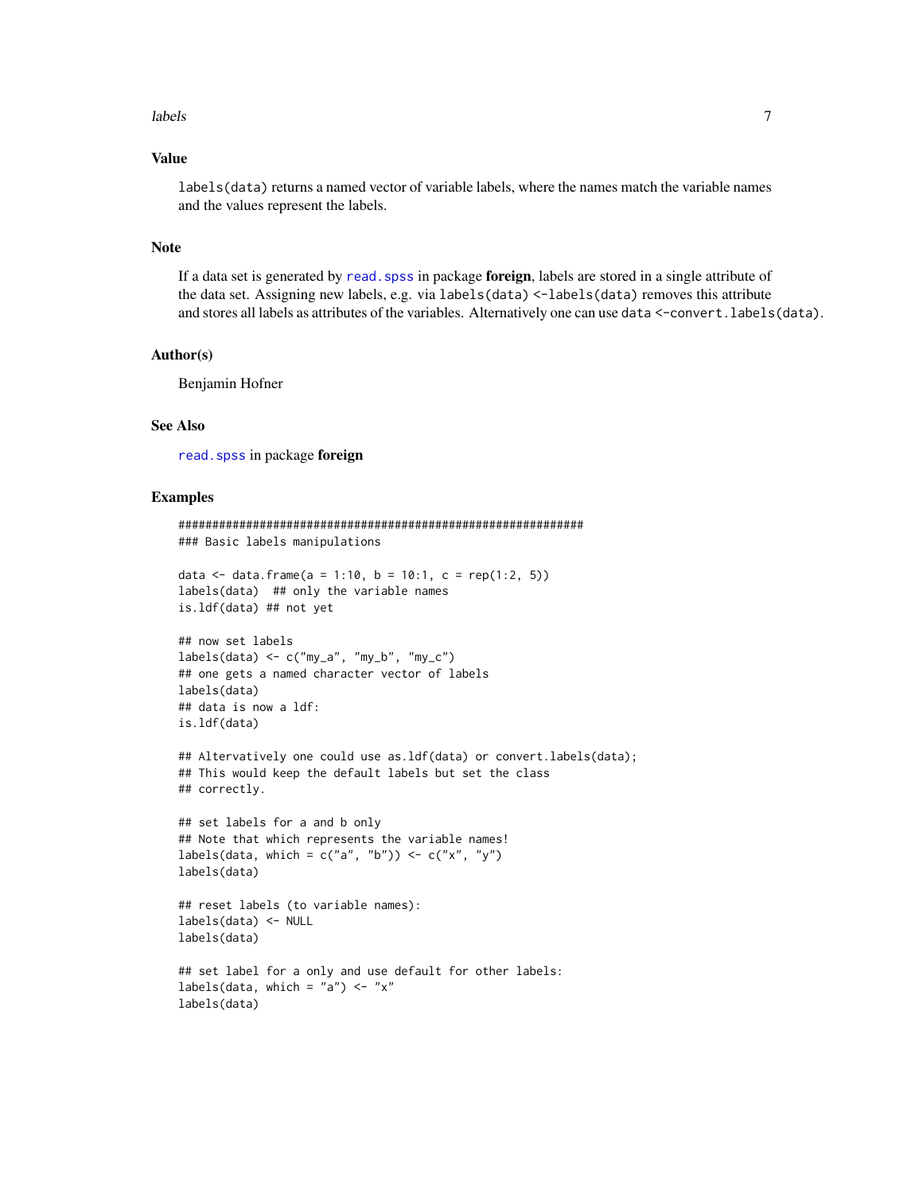## Value

`labels(data)` returns a named vector of variable labels, where the names match the variable names and the values represent the labels.

## Note

If a data set is generated by `read.spss` in package **foreign**, labels are stored in a single attribute of the data set. Assigning new labels, e.g. via `labels(data) <-labels(data)` removes this attribute and stores all labels as attributes of the variables. Alternatively one can use `data <-convert.labels(data)`.

## Author(s)

Benjamin Hofner

## See Also

`read.spss` in package **foreign**

## Examples

```
############################################################
### Basic labels manipulations

data <- data.frame(a = 1:10, b = 10:1, c = rep(1:2, 5))
labels(data)  ## only the variable names
is.ldf(data) ## not yet

## now set labels
labels(data) <- c("my_a", "my_b", "my_c")
## one gets a named character vector of labels
labels(data)
## data is now a ldf:
is.ldf(data)

## Altervatively one could use as.ldf(data) or convert.labels(data);
## This would keep the default labels but set the class
## correctly.

## set labels for a and b only
## Note that which represents the variable names!
labels(data, which = c("a", "b")) <- c("x", "y")
labels(data)

## reset labels (to variable names):
labels(data) <- NULL
labels(data)

## set label for a only and use default for other labels:
labels(data, which = "a") <- "x"
labels(data)
```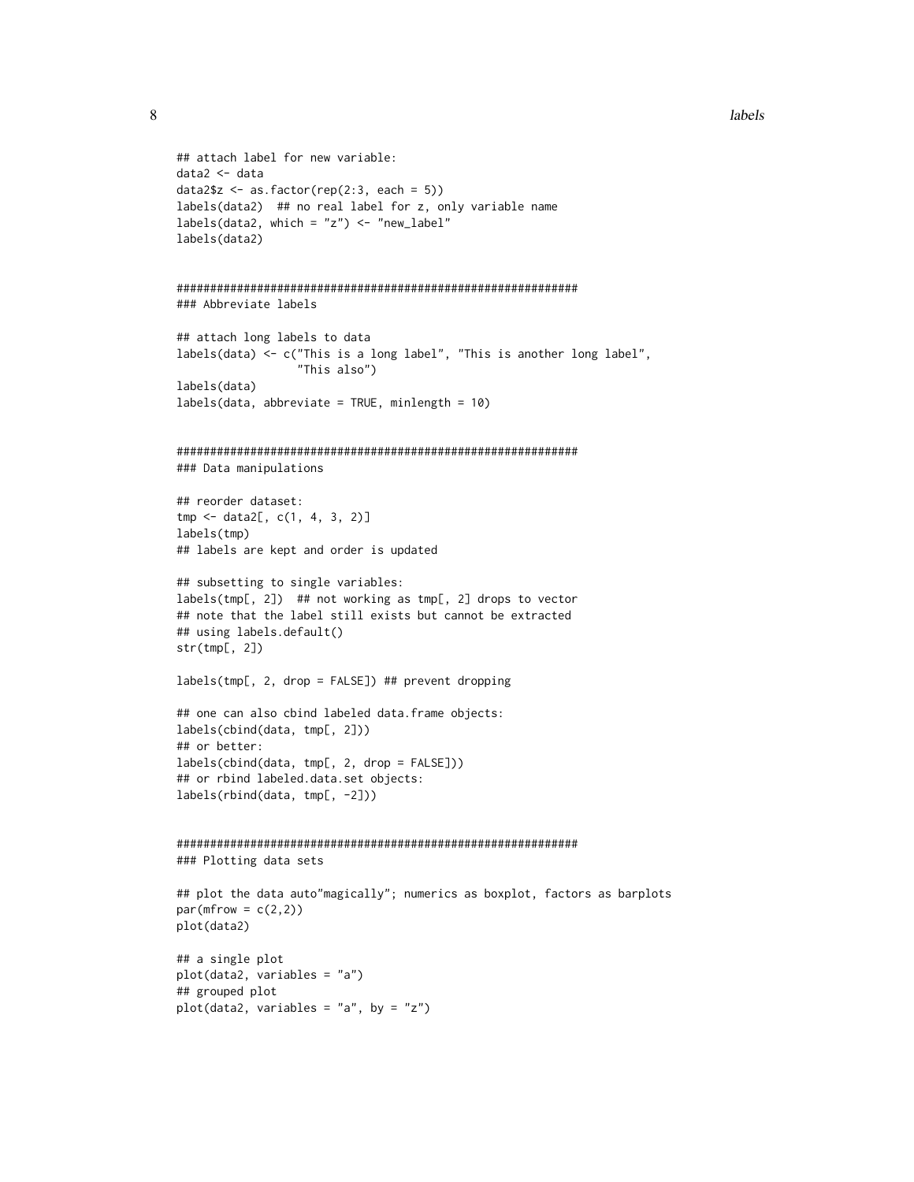```
## attach label for new variable:
data2 <- data
data2$z <- as.factor(rep(2:3, each = 5))
labels(data2)  ## no real label for z, only variable name
labels(data2, which = "z") <- "new_label"
labels(data2)


############################################################
### Abbreviate labels

## attach long labels to data
labels(data) <- c("This is a long label", "This is another long label",
                  "This also")
labels(data)
labels(data, abbreviate = TRUE, minlength = 10)


############################################################
### Data manipulations

## reorder dataset:
tmp <- data2[, c(1, 4, 3, 2)]
labels(tmp)
## labels are kept and order is updated

## subsetting to single variables:
labels(tmp[, 2])  ## not working as tmp[, 2] drops to vector
## note that the label still exists but cannot be extracted
## using labels.default()
str(tmp[, 2])

labels(tmp[, 2, drop = FALSE]) ## prevent dropping

## one can also cbind labeled data.frame objects:
labels(cbind(data, tmp[, 2]))
## or better:
labels(cbind(data, tmp[, 2, drop = FALSE]))
## or rbind labeled.data.set objects:
labels(rbind(data, tmp[, -2]))


############################################################
### Plotting data sets

## plot the data auto"magically"; numerics as boxplot, factors as barplots
par(mfrow = c(2,2))
plot(data2)

## a single plot
plot(data2, variables = "a")
## grouped plot
plot(data2, variables = "a", by = "z")
```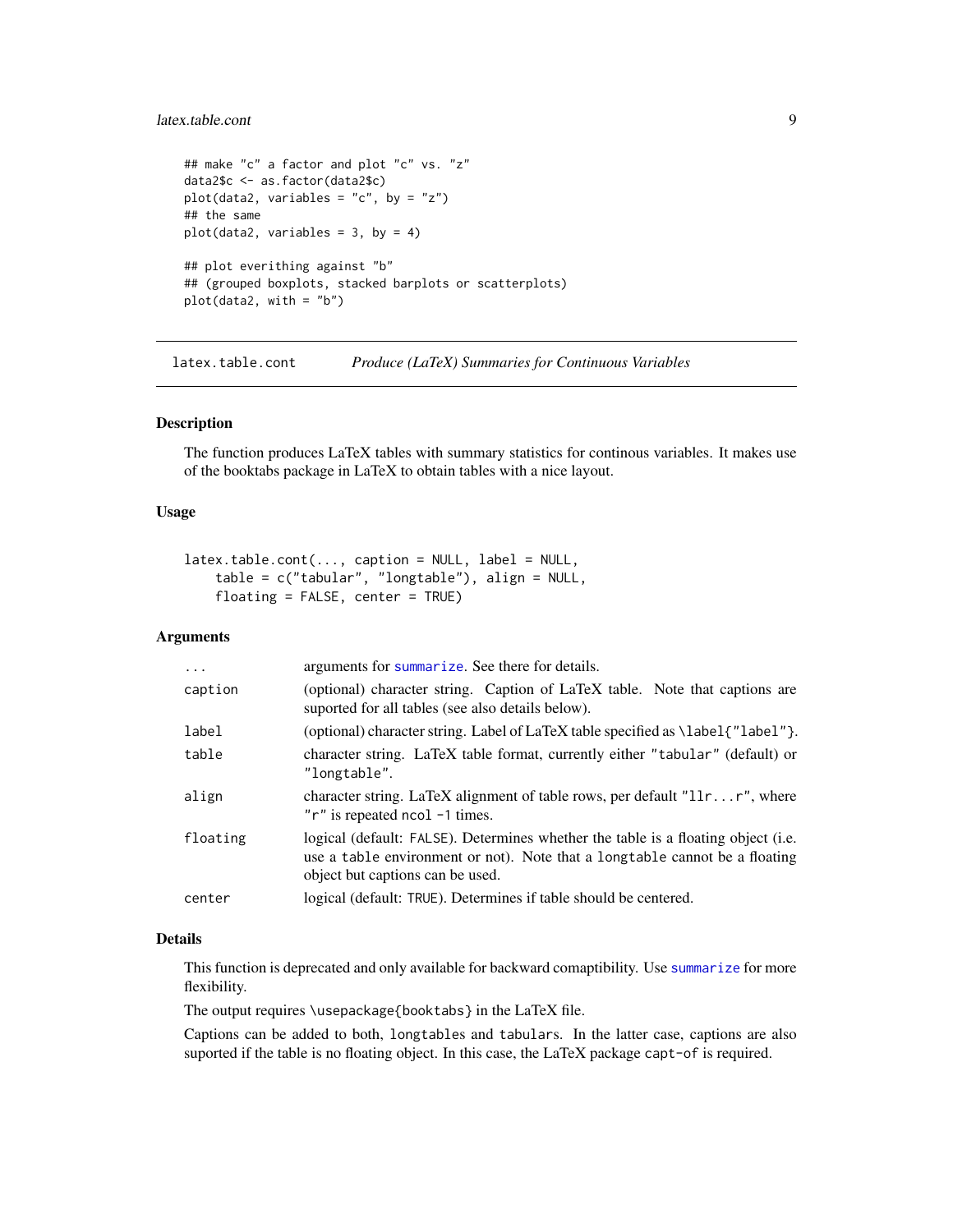```
## make "c" a factor and plot "c" vs. "z"
data2$c <- as.factor(data2$c)
plot(data2, variables = "c", by = "z")
## the same
plot(data2, variables = 3, by = 4)

## plot everithing against "b"
## (grouped boxplots, stacked barplots or scatterplots)
plot(data2, with = "b")
```

---

## latex.table.cont — *Produce (LaTeX) Summaries for Continuous Variables*

### Description

The function produces LaTeX tables with summary statistics for continous variables. It makes use of the booktabs package in LaTeX to obtain tables with a nice layout.

### Usage

```
latex.table.cont(..., caption = NULL, label = NULL,
    table = c("tabular", "longtable"), align = NULL,
    floating = FALSE, center = TRUE)
```

### Arguments

| | |
|---|---|
| `...` | arguments for `summarize`. See there for details. |
| `caption` | (optional) character string. Caption of LaTeX table. Note that captions are suported for all tables (see also details below). |
| `label` | (optional) character string. Label of LaTeX table specified as `\label{"label"}`. |
| `table` | character string. LaTeX table format, currently either `"tabular"` (default) or `"longtable"`. |
| `align` | character string. LaTeX alignment of table rows, per default `"llr...r"`, where `"r"` is repeated `ncol -1` times. |
| `floating` | logical (default: `FALSE`). Determines whether the table is a floating object (i.e. use a `table` environment or not). Note that a `longtable` cannot be a floating object but captions can be used. |
| `center` | logical (default: `TRUE`). Determines if table should be centered. |

### Details

This function is deprecated and only available for backward comaptibility. Use `summarize` for more flexibility.

The output requires `\usepackage{booktabs}` in the LaTeX file.

Captions can be added to both, `longtables` and `tabulars`. In the latter case, captions are also suported if the table is no floating object. In this case, the LaTeX package `capt-of` is required.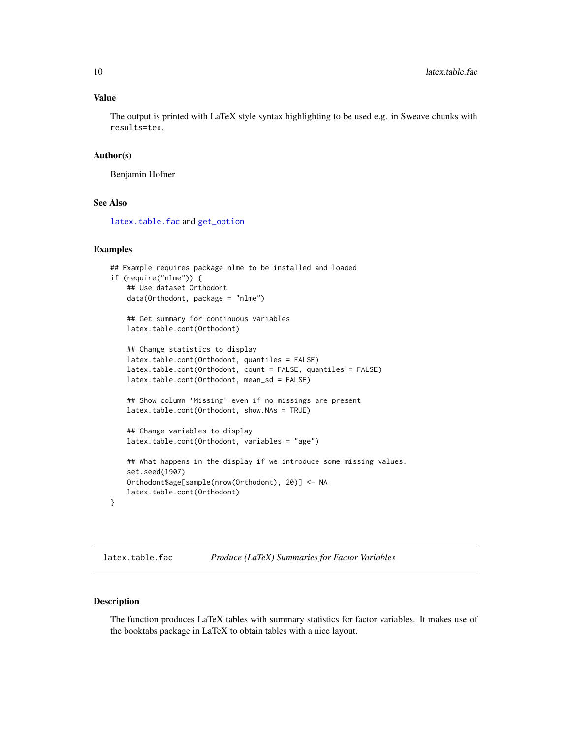### Value

The output is printed with LaTeX style syntax highlighting to be used e.g. in Sweave chunks with `results=tex`.

### Author(s)

Benjamin Hofner

### See Also

`latex.table.fac` and `get_option`

### Examples

```
## Example requires package nlme to be installed and loaded
if (require("nlme")) {
    ## Use dataset Orthodont
    data(Orthodont, package = "nlme")

    ## Get summary for continuous variables
    latex.table.cont(Orthodont)

    ## Change statistics to display
    latex.table.cont(Orthodont, quantiles = FALSE)
    latex.table.cont(Orthodont, count = FALSE, quantiles = FALSE)
    latex.table.cont(Orthodont, mean_sd = FALSE)

    ## Show column 'Missing' even if no missings are present
    latex.table.cont(Orthodont, show.NAs = TRUE)

    ## Change variables to display
    latex.table.cont(Orthodont, variables = "age")

    ## What happens in the display if we introduce some missing values:
    set.seed(1907)
    Orthodont$age[sample(nrow(Orthodont), 20)] <- NA
    latex.table.cont(Orthodont)
}
```

## latex.table.fac — *Produce (LaTeX) Summaries for Factor Variables*

### Description

The function produces LaTeX tables with summary statistics for factor variables. It makes use of the booktabs package in LaTeX to obtain tables with a nice layout.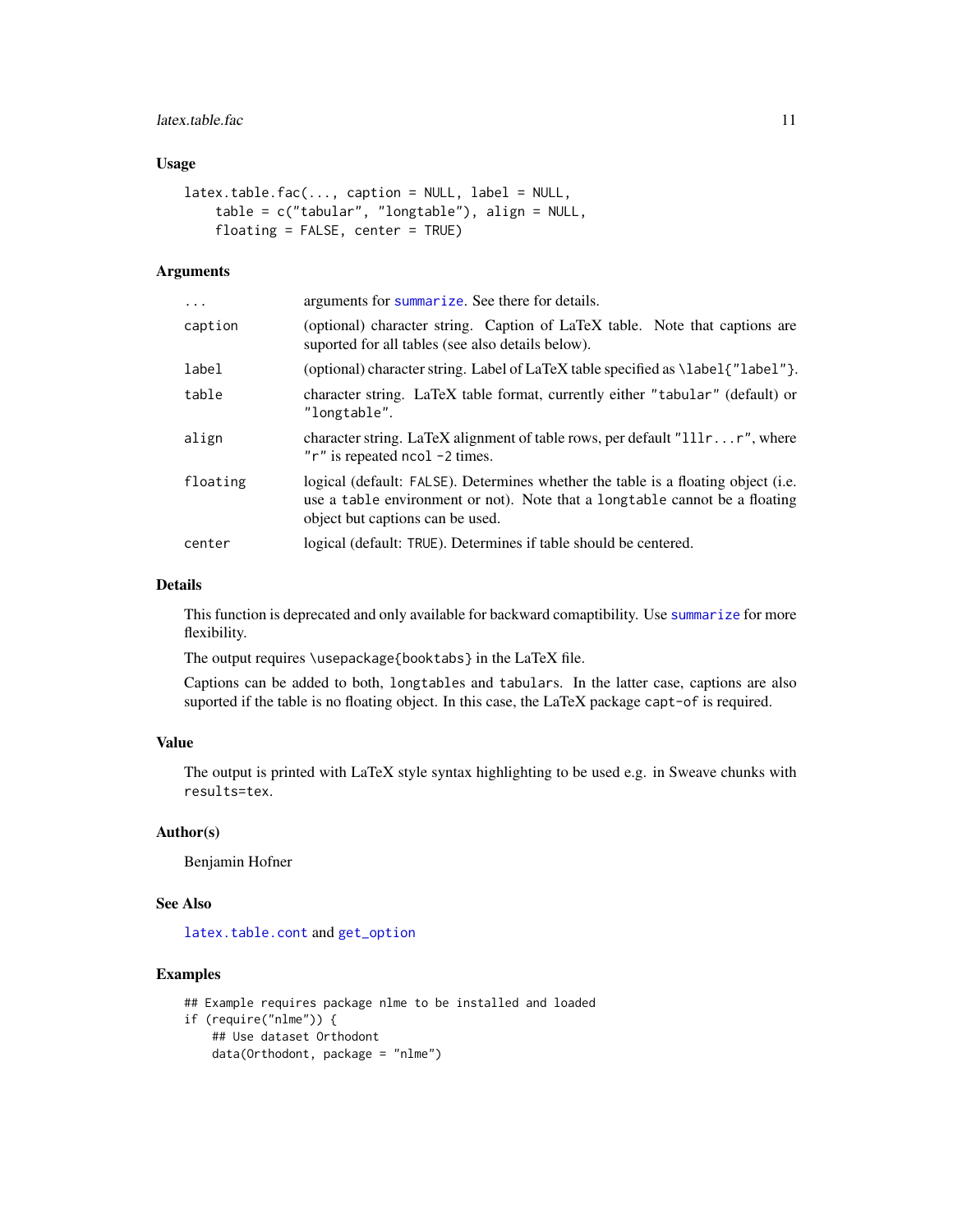## Usage

```
latex.table.fac(..., caption = NULL, label = NULL,
    table = c("tabular", "longtable"), align = NULL,
    floating = FALSE, center = TRUE)
```

## Arguments

| | |
|---|---|
| `...` | arguments for `summarize`. See there for details. |
| `caption` | (optional) character string. Caption of LaTeX table. Note that captions are suported for all tables (see also details below). |
| `label` | (optional) character string. Label of LaTeX table specified as `\label{"label"}`. |
| `table` | character string. LaTeX table format, currently either `"tabular"` (default) or `"longtable"`. |
| `align` | character string. LaTeX alignment of table rows, per default `"lllr...r"`, where `"r"` is repeated `ncol -2` times. |
| `floating` | logical (default: `FALSE`). Determines whether the table is a floating object (i.e. use a `table` environment or not). Note that a `longtable` cannot be a floating object but captions can be used. |
| `center` | logical (default: `TRUE`). Determines if table should be centered. |

## Details

This function is deprecated and only available for backward comaptibility. Use `summarize` for more flexibility.

The output requires `\usepackage{booktabs}` in the LaTeX file.

Captions can be added to both, `longtables` and `tabulars`. In the latter case, captions are also suported if the table is no floating object. In this case, the LaTeX package `capt-of` is required.

## Value

The output is printed with LaTeX style syntax highlighting to be used e.g. in Sweave chunks with `results=tex`.

## Author(s)

Benjamin Hofner

## See Also

`latex.table.cont` and `get_option`

## Examples

```
## Example requires package nlme to be installed and loaded
if (require("nlme")) {
    ## Use dataset Orthodont
    data(Orthodont, package = "nlme")
```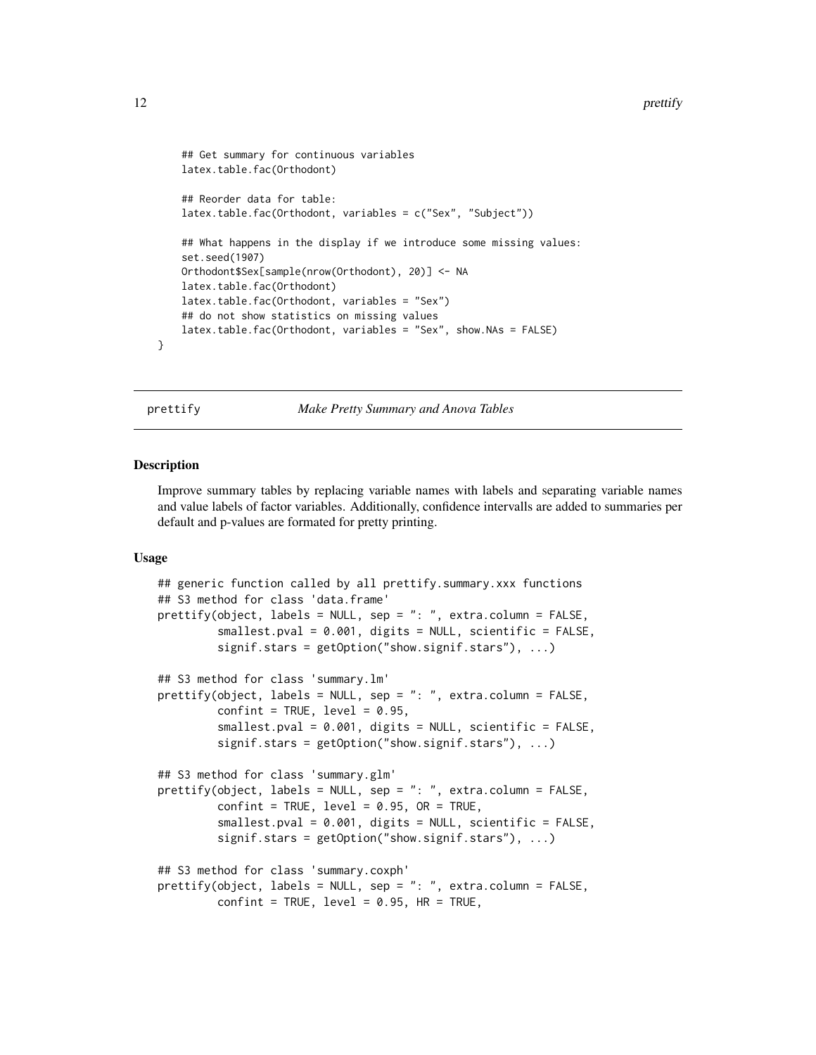```
    ## Get summary for continuous variables
    latex.table.fac(Orthodont)

    ## Reorder data for table:
    latex.table.fac(Orthodont, variables = c("Sex", "Subject"))

    ## What happens in the display if we introduce some missing values:
    set.seed(1907)
    Orthodont$Sex[sample(nrow(Orthodont), 20)] <- NA
    latex.table.fac(Orthodont)
    latex.table.fac(Orthodont, variables = "Sex")
    ## do not show statistics on missing values
    latex.table.fac(Orthodont, variables = "Sex", show.NAs = FALSE)
}
```

## prettify — *Make Pretty Summary and Anova Tables*

### Description

Improve summary tables by replacing variable names with labels and separating variable names and value labels of factor variables. Additionally, confidence intervalls are added to summaries per default and p-values are formated for pretty printing.

### Usage

```
## generic function called by all prettify.summary.xxx functions
## S3 method for class 'data.frame'
prettify(object, labels = NULL, sep = ": ", extra.column = FALSE,
         smallest.pval = 0.001, digits = NULL, scientific = FALSE,
         signif.stars = getOption("show.signif.stars"), ...)

## S3 method for class 'summary.lm'
prettify(object, labels = NULL, sep = ": ", extra.column = FALSE,
         confint = TRUE, level = 0.95,
         smallest.pval = 0.001, digits = NULL, scientific = FALSE,
         signif.stars = getOption("show.signif.stars"), ...)

## S3 method for class 'summary.glm'
prettify(object, labels = NULL, sep = ": ", extra.column = FALSE,
         confint = TRUE, level = 0.95, OR = TRUE,
         smallest.pval = 0.001, digits = NULL, scientific = FALSE,
         signif.stars = getOption("show.signif.stars"), ...)

## S3 method for class 'summary.coxph'
prettify(object, labels = NULL, sep = ": ", extra.column = FALSE,
         confint = TRUE, level = 0.95, HR = TRUE,
```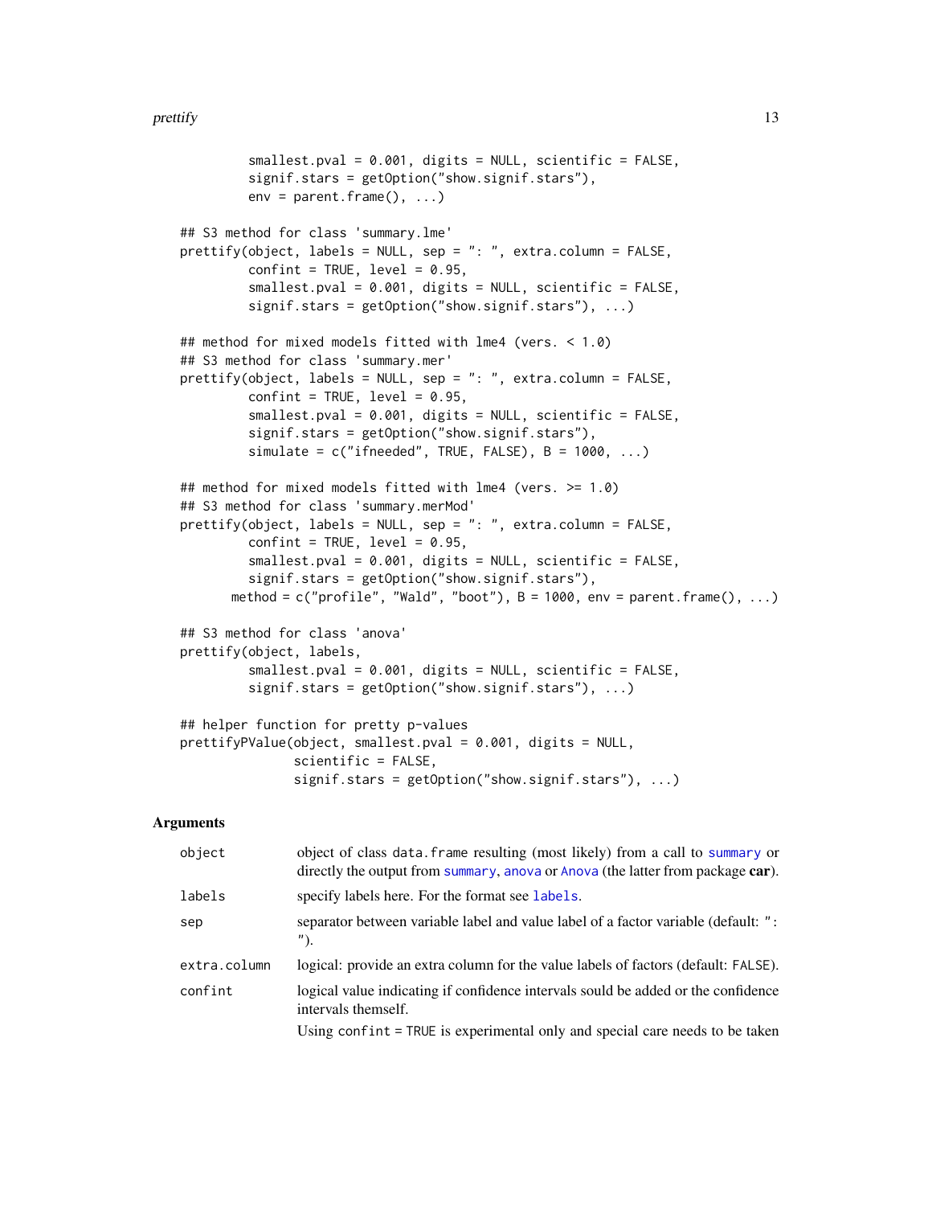```
         smallest.pval = 0.001, digits = NULL, scientific = FALSE,
         signif.stars = getOption("show.signif.stars"),
         env = parent.frame(), ...)

## S3 method for class 'summary.lme'
prettify(object, labels = NULL, sep = ": ", extra.column = FALSE,
         confint = TRUE, level = 0.95,
         smallest.pval = 0.001, digits = NULL, scientific = FALSE,
         signif.stars = getOption("show.signif.stars"), ...)

## method for mixed models fitted with lme4 (vers. < 1.0)
## S3 method for class 'summary.mer'
prettify(object, labels = NULL, sep = ": ", extra.column = FALSE,
         confint = TRUE, level = 0.95,
         smallest.pval = 0.001, digits = NULL, scientific = FALSE,
         signif.stars = getOption("show.signif.stars"),
         simulate = c("ifneeded", TRUE, FALSE), B = 1000, ...)

## method for mixed models fitted with lme4 (vers. >= 1.0)
## S3 method for class 'summary.merMod'
prettify(object, labels = NULL, sep = ": ", extra.column = FALSE,
         confint = TRUE, level = 0.95,
         smallest.pval = 0.001, digits = NULL, scientific = FALSE,
         signif.stars = getOption("show.signif.stars"),
       method = c("profile", "Wald", "boot"), B = 1000, env = parent.frame(), ...)

## S3 method for class 'anova'
prettify(object, labels,
         smallest.pval = 0.001, digits = NULL, scientific = FALSE,
         signif.stars = getOption("show.signif.stars"), ...)

## helper function for pretty p-values
prettifyPValue(object, smallest.pval = 0.001, digits = NULL,
               scientific = FALSE,
               signif.stars = getOption("show.signif.stars"), ...)
```

## Arguments

| | |
|---|---|
| `object` | object of class `data.frame` resulting (most likely) from a call to `summary` or directly the output from `summary`, `anova` or `Anova` (the latter from package **car**). |
| `labels` | specify labels here. For the format see `labels`. |
| `sep` | separator between variable label and value label of a factor variable (default: `": "`). |
| `extra.column` | logical: provide an extra column for the value labels of factors (default: `FALSE`). |
| `confint` | logical value indicating if confidence intervals sould be added or the confidence intervals themself. Using `confint = TRUE` is experimental only and special care needs to be taken |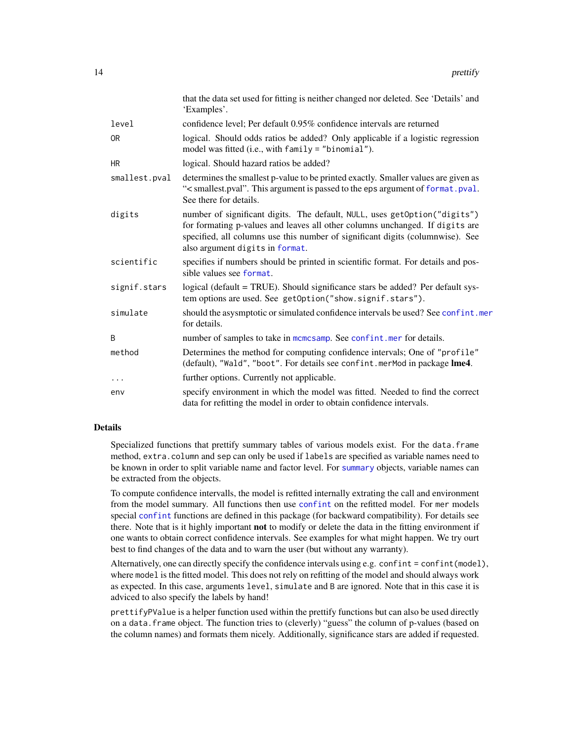| | |
|---|---|
| | that the data set used for fitting is neither changed nor deleted. See 'Details' and 'Examples'. |
| `level` | confidence level; Per default 0.95% confidence intervals are returned |
| `OR` | logical. Should odds ratios be added? Only applicable if a logistic regression model was fitted (i.e., with `family = "binomial"`). |
| `HR` | logical. Should hazard ratios be added? |
| `smallest.pval` | determines the smallest p-value to be printed exactly. Smaller values are given as "< smallest.pval". This argument is passed to the eps argument of `format.pval`. See there for details. |
| `digits` | number of significant digits. The default, `NULL`, uses `getOption("digits")` for formating p-values and leaves all other columns unchanged. If `digits` are specified, all columns use this number of significant digits (columnwise). See also argument `digits` in `format`. |
| `scientific` | specifies if numbers should be printed in scientific format. For details and possible values see `format`. |
| `signif.stars` | logical (default = TRUE). Should significance stars be added? Per default system options are used. See `getOption("show.signif.stars")`. |
| `simulate` | should the asysmptotic or simulated confidence intervals be used? See `confint.mer` for details. |
| `B` | number of samples to take in `mcmcsamp`. See `confint.mer` for details. |
| `method` | Determines the method for computing confidence intervals; One of `"profile"` (default), `"Wald"`, `"boot"`. For details see `confint.merMod` in package **lme4**. |
| `...` | further options. Currently not applicable. |
| `env` | specify environment in which the model was fitted. Needed to find the correct data for refitting the model in order to obtain confidence intervals. |

## Details

Specialized functions that prettify summary tables of various models exist. For the `data.frame` method, `extra.column` and `sep` can only be used if `labels` are specified as variable names need to be known in order to split variable name and factor level. For `summary` objects, variable names can be extracted from the objects.

To compute confidence intervalls, the model is refitted internally extrating the call and environment from the model summary. All functions then use `confint` on the refitted model. For `mer` models special `confint` functions are defined in this package (for backward compatibility). For details see there. Note that is it highly important **not** to modify or delete the data in the fitting environment if one wants to obtain correct confidence intervals. See examples for what might happen. We try ourt best to find changes of the data and to warn the user (but without any warranty).

Alternatively, one can directly specify the confidence intervals using e.g. `confint = confint(model)`, where `model` is the fitted model. This does not rely on refitting of the model and should always work as expected. In this case, arguments `level`, `simulate` and `B` are ignored. Note that in this case it is adviced to also specify the labels by hand!

`prettifyPValue` is a helper function used within the prettify functions but can also be used directly on a `data.frame` object. The function tries to (cleverly) "guess" the column of p-values (based on the column names) and formats them nicely. Additionally, significance stars are added if requested.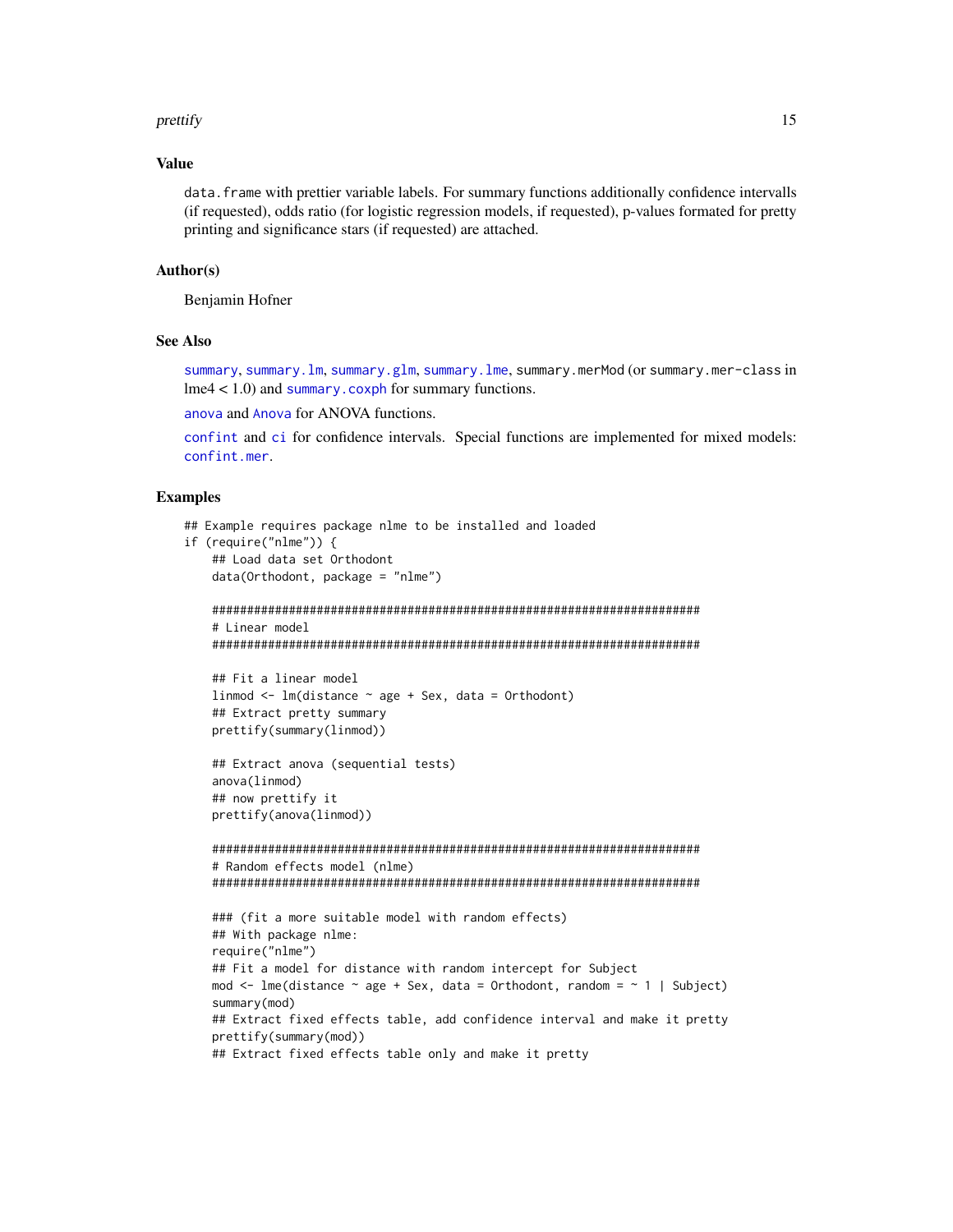## Value

`data.frame` with prettier variable labels. For summary functions additionally confidence intervalls (if requested), odds ratio (for logistic regression models, if requested), p-values formated for pretty printing and significance stars (if requested) are attached.

## Author(s)

Benjamin Hofner

## See Also

`summary`, `summary.lm`, `summary.glm`, `summary.lme`, `summary.merMod` (or `summary.mer-class` in lme4 < 1.0) and `summary.coxph` for summary functions.

`anova` and `Anova` for ANOVA functions.

`confint` and `ci` for confidence intervals. Special functions are implemented for mixed models: `confint.mer`.

## Examples

```
## Example requires package nlme to be installed and loaded
if (require("nlme")) {
    ## Load data set Orthodont
    data(Orthodont, package = "nlme")

    ############################################################################
    # Linear model
    ############################################################################

    ## Fit a linear model
    linmod <- lm(distance ~ age + Sex, data = Orthodont)
    ## Extract pretty summary
    prettify(summary(linmod))

    ## Extract anova (sequential tests)
    anova(linmod)
    ## now prettify it
    prettify(anova(linmod))

    ############################################################################
    # Random effects model (nlme)
    ############################################################################

    ### (fit a more suitable model with random effects)
    ## With package nlme:
    require("nlme")
    ## Fit a model for distance with random intercept for Subject
    mod <- lme(distance ~ age + Sex, data = Orthodont, random = ~ 1 | Subject)
    summary(mod)
    ## Extract fixed effects table, add confidence interval and make it pretty
    prettify(summary(mod))
    ## Extract fixed effects table only and make it pretty
```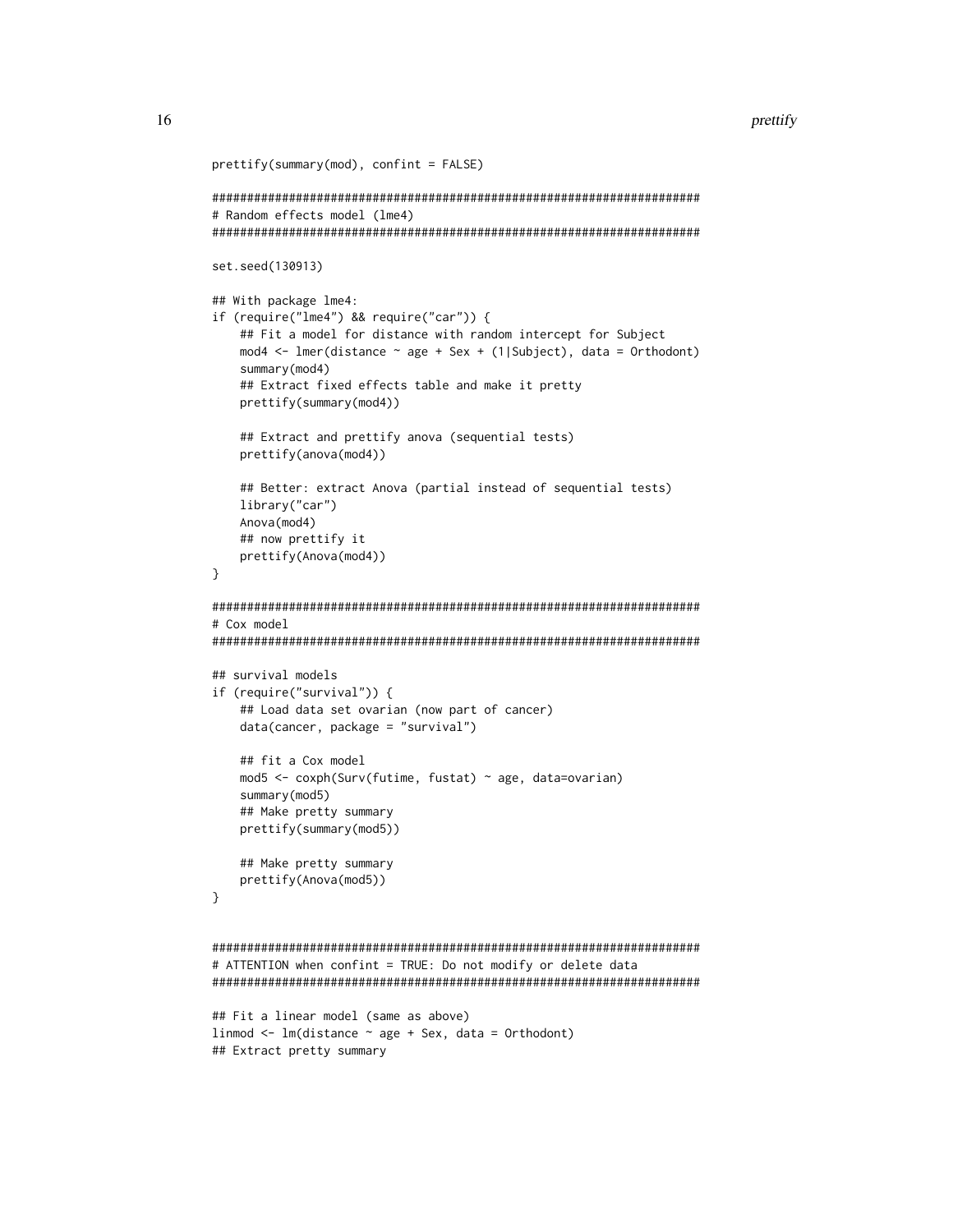```
prettify(summary(mod), confint = FALSE)

######################################################################
# Random effects model (lme4)
######################################################################

set.seed(130913)

## With package lme4:
if (require("lme4") && require("car")) {
    ## Fit a model for distance with random intercept for Subject
    mod4 <- lmer(distance ~ age + Sex + (1|Subject), data = Orthodont)
    summary(mod4)
    ## Extract fixed effects table and make it pretty
    prettify(summary(mod4))

    ## Extract and prettify anova (sequential tests)
    prettify(anova(mod4))

    ## Better: extract Anova (partial instead of sequential tests)
    library("car")
    Anova(mod4)
    ## now prettify it
    prettify(Anova(mod4))
}

######################################################################
# Cox model
######################################################################

## survival models
if (require("survival")) {
    ## Load data set ovarian (now part of cancer)
    data(cancer, package = "survival")

    ## fit a Cox model
    mod5 <- coxph(Surv(futime, fustat) ~ age, data=ovarian)
    summary(mod5)
    ## Make pretty summary
    prettify(summary(mod5))

    ## Make pretty summary
    prettify(Anova(mod5))
}


######################################################################
# ATTENTION when confint = TRUE: Do not modify or delete data
######################################################################

## Fit a linear model (same as above)
linmod <- lm(distance ~ age + Sex, data = Orthodont)
## Extract pretty summary
```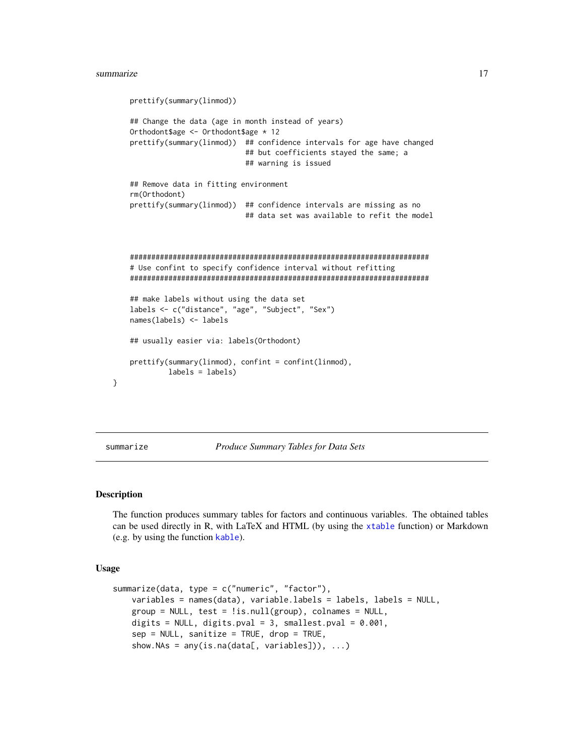```
    prettify(summary(linmod))

    ## Change the data (age in month instead of years)
    Orthodont$age <- Orthodont$age * 12
    prettify(summary(linmod))  ## confidence intervals for age have changed
                               ## but coefficients stayed the same; a
                               ## warning is issued

    ## Remove data in fitting environment
    rm(Orthodont)
    prettify(summary(linmod))  ## confidence intervals are missing as no
                               ## data set was available to refit the model


    ########################################################################
    # Use confint to specify confidence interval without refitting
    ########################################################################

    ## make labels without using the data set
    labels <- c("distance", "age", "Subject", "Sex")
    names(labels) <- labels

    ## usually easier via: labels(Orthodont)

    prettify(summary(linmod), confint = confint(linmod),
             labels = labels)
}
```

---

summarize    *Produce Summary Tables for Data Sets*

---

## Description

The function produces summary tables for factors and continuous variables. The obtained tables can be used directly in R, with LaTeX and HTML (by using the `xtable` function) or Markdown (e.g. by using the function `kable`).

## Usage

```
summarize(data, type = c("numeric", "factor"),
    variables = names(data), variable.labels = labels, labels = NULL,
    group = NULL, test = !is.null(group), colnames = NULL,
    digits = NULL, digits.pval = 3, smallest.pval = 0.001,
    sep = NULL, sanitize = TRUE, drop = TRUE,
    show.NAs = any(is.na(data[, variables])), ...)
```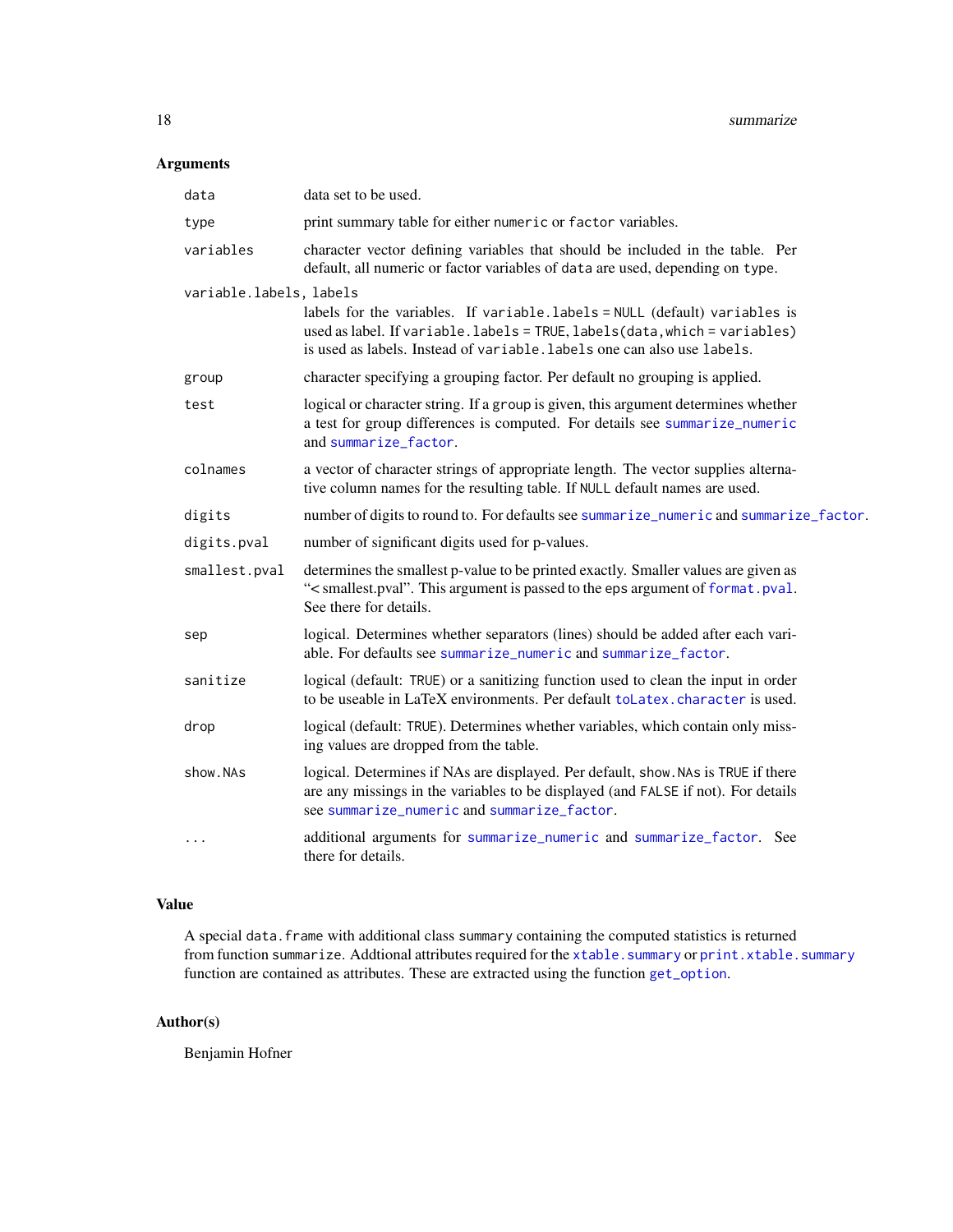## Arguments

| Argument | Description |
| --- | --- |
| `data` | data set to be used. |
| `type` | print summary table for either `numeric` or `factor` variables. |
| `variables` | character vector defining variables that should be included in the table. Per default, all numeric or factor variables of `data` are used, depending on `type`. |
| `variable.labels, labels` | labels for the variables. If `variable.labels = NULL` (default) `variables` is used as label. If `variable.labels = TRUE`, `labels(data, which = variables)` is used as labels. Instead of `variable.labels` one can also use `labels`. |
| `group` | character specifying a grouping factor. Per default no grouping is applied. |
| `test` | logical or character string. If a `group` is given, this argument determines whether a test for group differences is computed. For details see `summarize_numeric` and `summarize_factor`. |
| `colnames` | a vector of character strings of appropriate length. The vector supplies alternative column names for the resulting table. If `NULL` default names are used. |
| `digits` | number of digits to round to. For defaults see `summarize_numeric` and `summarize_factor`. |
| `digits.pval` | number of significant digits used for p-values. |
| `smallest.pval` | determines the smallest p-value to be printed exactly. Smaller values are given as "< smallest.pval". This argument is passed to the eps argument of `format.pval`. See there for details. |
| `sep` | logical. Determines whether separators (lines) should be added after each variable. For defaults see `summarize_numeric` and `summarize_factor`. |
| `sanitize` | logical (default: `TRUE`) or a sanitizing function used to clean the input in order to be useable in LaTeX environments. Per default `toLatex.character` is used. |
| `drop` | logical (default: `TRUE`). Determines whether variables, which contain only missing values are dropped from the table. |
| `show.NAs` | logical. Determines if NAs are displayed. Per default, `show.NAs` is `TRUE` if there are any missings in the variables to be displayed (and `FALSE` if not). For details see `summarize_numeric` and `summarize_factor`. |
| `...` | additional arguments for `summarize_numeric` and `summarize_factor`. See there for details. |

## Value

A special `data.frame` with additional class `summary` containing the computed statistics is returned from function `summarize`. Addtional attributes required for the `xtable.summary` or `print.xtable.summary` function are contained as attributes. These are extracted using the function `get_option`.

## Author(s)

Benjamin Hofner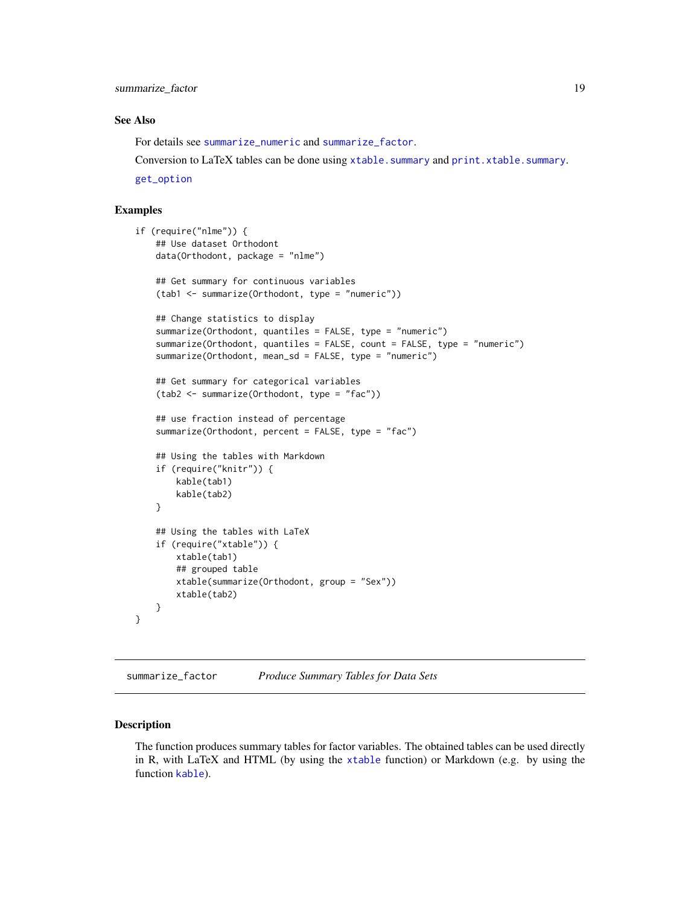### See Also

For details see `summarize_numeric` and `summarize_factor`.

Conversion to LaTeX tables can be done using `xtable.summary` and `print.xtable.summary`.

`get_option`

### Examples

```
if (require("nlme")) {
    ## Use dataset Orthodont
    data(Orthodont, package = "nlme")

    ## Get summary for continuous variables
    (tab1 <- summarize(Orthodont, type = "numeric"))

    ## Change statistics to display
    summarize(Orthodont, quantiles = FALSE, type = "numeric")
    summarize(Orthodont, quantiles = FALSE, count = FALSE, type = "numeric")
    summarize(Orthodont, mean_sd = FALSE, type = "numeric")

    ## Get summary for categorical variables
    (tab2 <- summarize(Orthodont, type = "fac"))

    ## use fraction instead of percentage
    summarize(Orthodont, percent = FALSE, type = "fac")

    ## Using the tables with Markdown
    if (require("knitr")) {
        kable(tab1)
        kable(tab2)
    }

    ## Using the tables with LaTeX
    if (require("xtable")) {
        xtable(tab1)
        ## grouped table
        xtable(summarize(Orthodont, group = "Sex"))
        xtable(tab2)
    }
}
```

---

## summarize_factor &nbsp;&nbsp;&nbsp; *Produce Summary Tables for Data Sets*

### Description

The function produces summary tables for factor variables. The obtained tables can be used directly in R, with LaTeX and HTML (by using the `xtable` function) or Markdown (e.g. by using the function `kable`).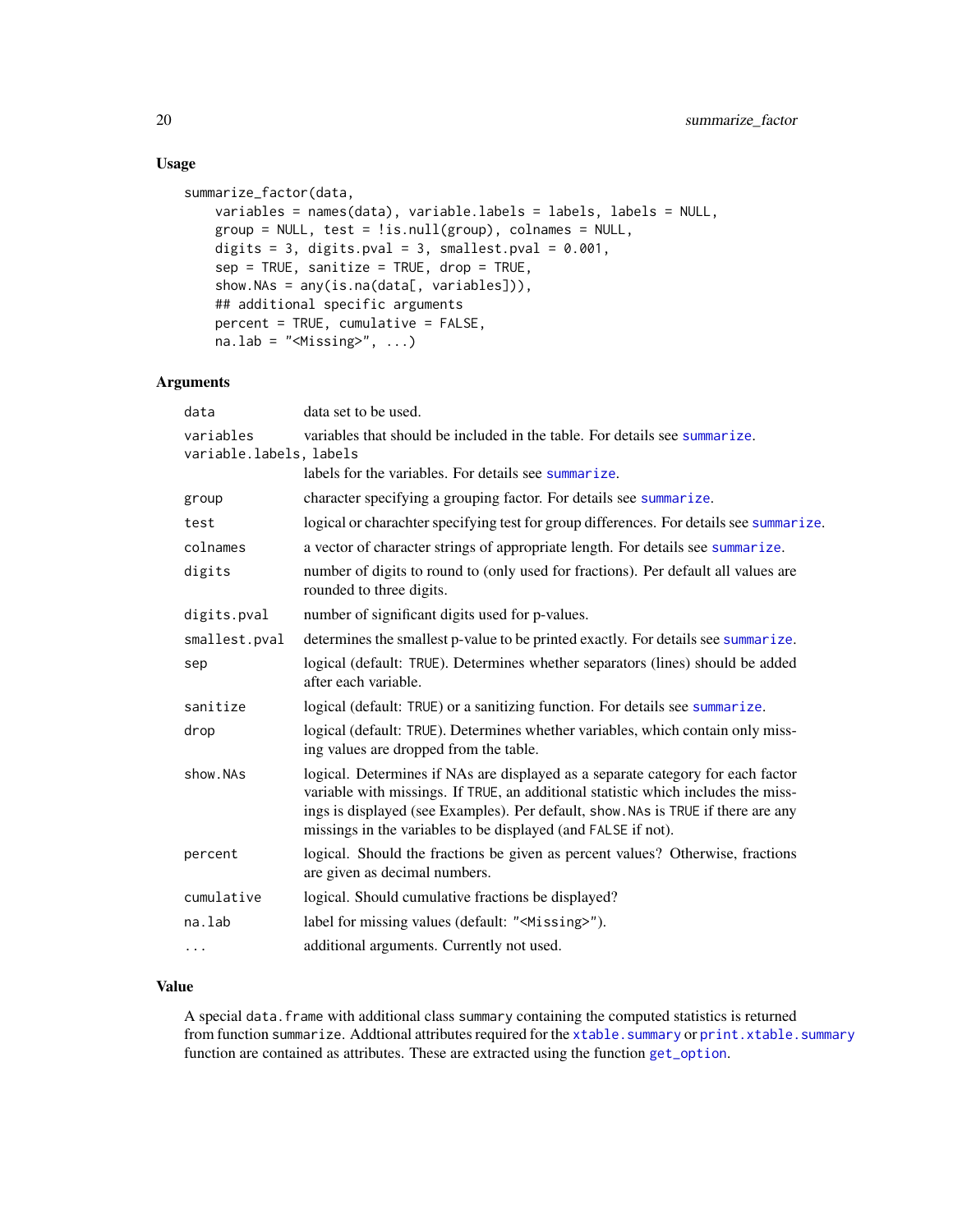### Usage

```
summarize_factor(data,
    variables = names(data), variable.labels = labels, labels = NULL,
    group = NULL, test = !is.null(group), colnames = NULL,
    digits = 3, digits.pval = 3, smallest.pval = 0.001,
    sep = TRUE, sanitize = TRUE, drop = TRUE,
    show.NAs = any(is.na(data[, variables])),
    ## additional specific arguments
    percent = TRUE, cumulative = FALSE,
    na.lab = "<Missing>", ...)
```

### Arguments

| | |
|---|---|
| `data` | data set to be used. |
| `variables` | variables that should be included in the table. For details see summarize. |
| `variable.labels, labels` | labels for the variables. For details see summarize. |
| `group` | character specifying a grouping factor. For details see summarize. |
| `test` | logical or charachter specifying test for group differences. For details see summarize. |
| `colnames` | a vector of character strings of appropriate length. For details see summarize. |
| `digits` | number of digits to round to (only used for fractions). Per default all values are rounded to three digits. |
| `digits.pval` | number of significant digits used for p-values. |
| `smallest.pval` | determines the smallest p-value to be printed exactly. For details see summarize. |
| `sep` | logical (default: TRUE). Determines whether separators (lines) should be added after each variable. |
| `sanitize` | logical (default: TRUE) or a sanitizing function. For details see summarize. |
| `drop` | logical (default: TRUE). Determines whether variables, which contain only missing values are dropped from the table. |
| `show.NAs` | logical. Determines if NAs are displayed as a separate category for each factor variable with missings. If TRUE, an additional statistic which includes the missings is displayed (see Examples). Per default, show.NAs is TRUE if there are any missings in the variables to be displayed (and FALSE if not). |
| `percent` | logical. Should the fractions be given as percent values? Otherwise, fractions are given as decimal numbers. |
| `cumulative` | logical. Should cumulative fractions be displayed? |
| `na.lab` | label for missing values (default: "<Missing>"). |
| `...` | additional arguments. Currently not used. |

### Value

A special data.frame with additional class summary containing the computed statistics is returned from function summarize. Addtional attributes required for the xtable.summary or print.xtable.summary function are contained as attributes. These are extracted using the function get_option.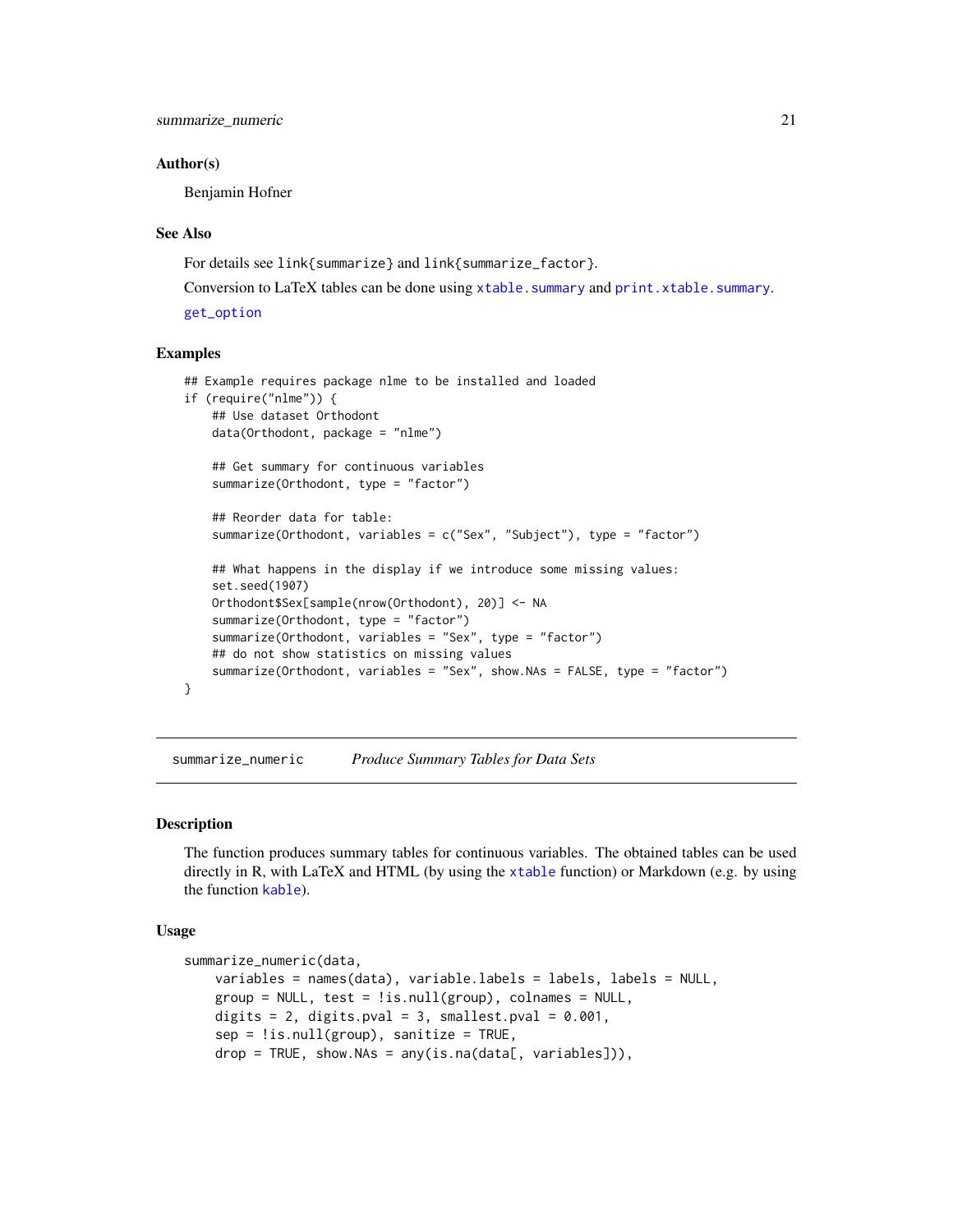### Author(s)

Benjamin Hofner

### See Also

For details see link{summarize} and link{summarize_factor}.

Conversion to LaTeX tables can be done using xtable.summary and print.xtable.summary.

get_option

### Examples

```
## Example requires package nlme to be installed and loaded
if (require("nlme")) {
    ## Use dataset Orthodont
    data(Orthodont, package = "nlme")

    ## Get summary for continuous variables
    summarize(Orthodont, type = "factor")

    ## Reorder data for table:
    summarize(Orthodont, variables = c("Sex", "Subject"), type = "factor")

    ## What happens in the display if we introduce some missing values:
    set.seed(1907)
    Orthodont$Sex[sample(nrow(Orthodont), 20)] <- NA
    summarize(Orthodont, type = "factor")
    summarize(Orthodont, variables = "Sex", type = "factor")
    ## do not show statistics on missing values
    summarize(Orthodont, variables = "Sex", show.NAs = FALSE, type = "factor")
}
```

---

## summarize_numeric    *Produce Summary Tables for Data Sets*

### Description

The function produces summary tables for continuous variables. The obtained tables can be used directly in R, with LaTeX and HTML (by using the xtable function) or Markdown (e.g. by using the function kable).

### Usage

```
summarize_numeric(data,
    variables = names(data), variable.labels = labels, labels = NULL,
    group = NULL, test = !is.null(group), colnames = NULL,
    digits = 2, digits.pval = 3, smallest.pval = 0.001,
    sep = !is.null(group), sanitize = TRUE,
    drop = TRUE, show.NAs = any(is.na(data[, variables])),
```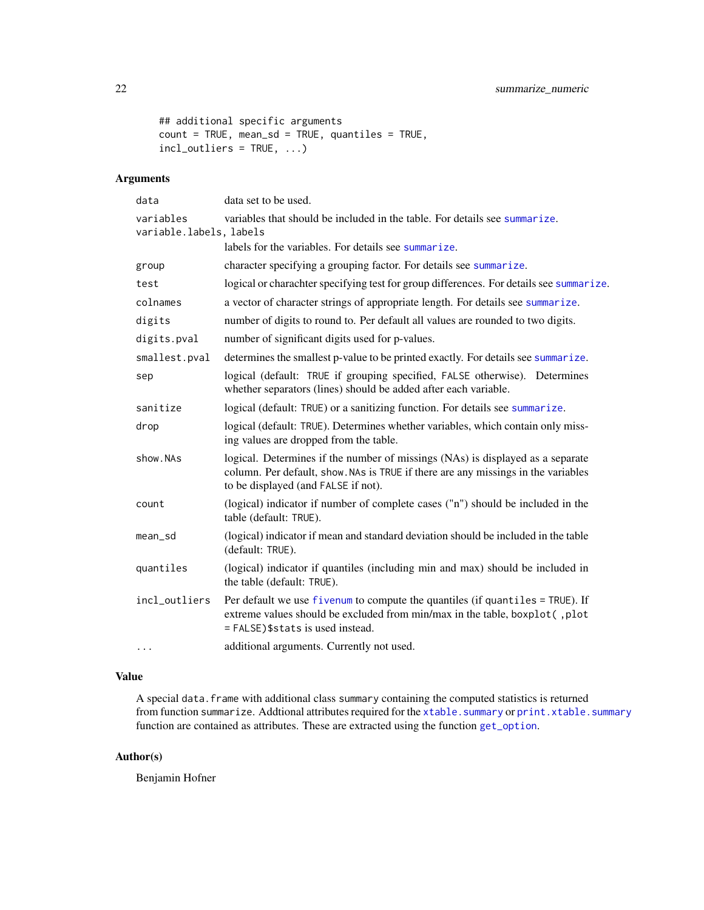```
    ## additional specific arguments
    count = TRUE, mean_sd = TRUE, quantiles = TRUE,
    incl_outliers = TRUE, ...)
```

### Arguments

| | |
|---|---|
| `data` | data set to be used. |
| `variables` | variables that should be included in the table. For details see `summarize`. |
| `variable.labels, labels` | labels for the variables. For details see `summarize`. |
| `group` | character specifying a grouping factor. For details see `summarize`. |
| `test` | logical or charachter specifying test for group differences. For details see `summarize`. |
| `colnames` | a vector of character strings of appropriate length. For details see `summarize`. |
| `digits` | number of digits to round to. Per default all values are rounded to two digits. |
| `digits.pval` | number of significant digits used for p-values. |
| `smallest.pval` | determines the smallest p-value to be printed exactly. For details see `summarize`. |
| `sep` | logical (default: `TRUE` if grouping specified, `FALSE` otherwise). Determines whether separators (lines) should be added after each variable. |
| `sanitize` | logical (default: `TRUE`) or a sanitizing function. For details see `summarize`. |
| `drop` | logical (default: `TRUE`). Determines whether variables, which contain only missing values are dropped from the table. |
| `show.NAs` | logical. Determines if the number of missings (NAs) is displayed as a separate column. Per default, `show.NAs` is `TRUE` if there are any missings in the variables to be displayed (and `FALSE` if not). |
| `count` | (logical) indicator if number of complete cases ("n") should be included in the table (default: `TRUE`). |
| `mean_sd` | (logical) indicator if mean and standard deviation should be included in the table (default: `TRUE`). |
| `quantiles` | (logical) indicator if quantiles (including min and max) should be included in the table (default: `TRUE`). |
| `incl_outliers` | Per default we use `fivenum` to compute the quantiles (if `quantiles = TRUE`). If extreme values should be excluded from min/max in the table, `boxplot( ,plot = FALSE)$stats` is used instead. |
| `...` | additional arguments. Currently not used. |

### Value

A special `data.frame` with additional class `summary` containing the computed statistics is returned from function `summarize`. Addtional attributes required for the `xtable.summary` or `print.xtable.summary` function are contained as attributes. These are extracted using the function `get_option`.

### Author(s)

Benjamin Hofner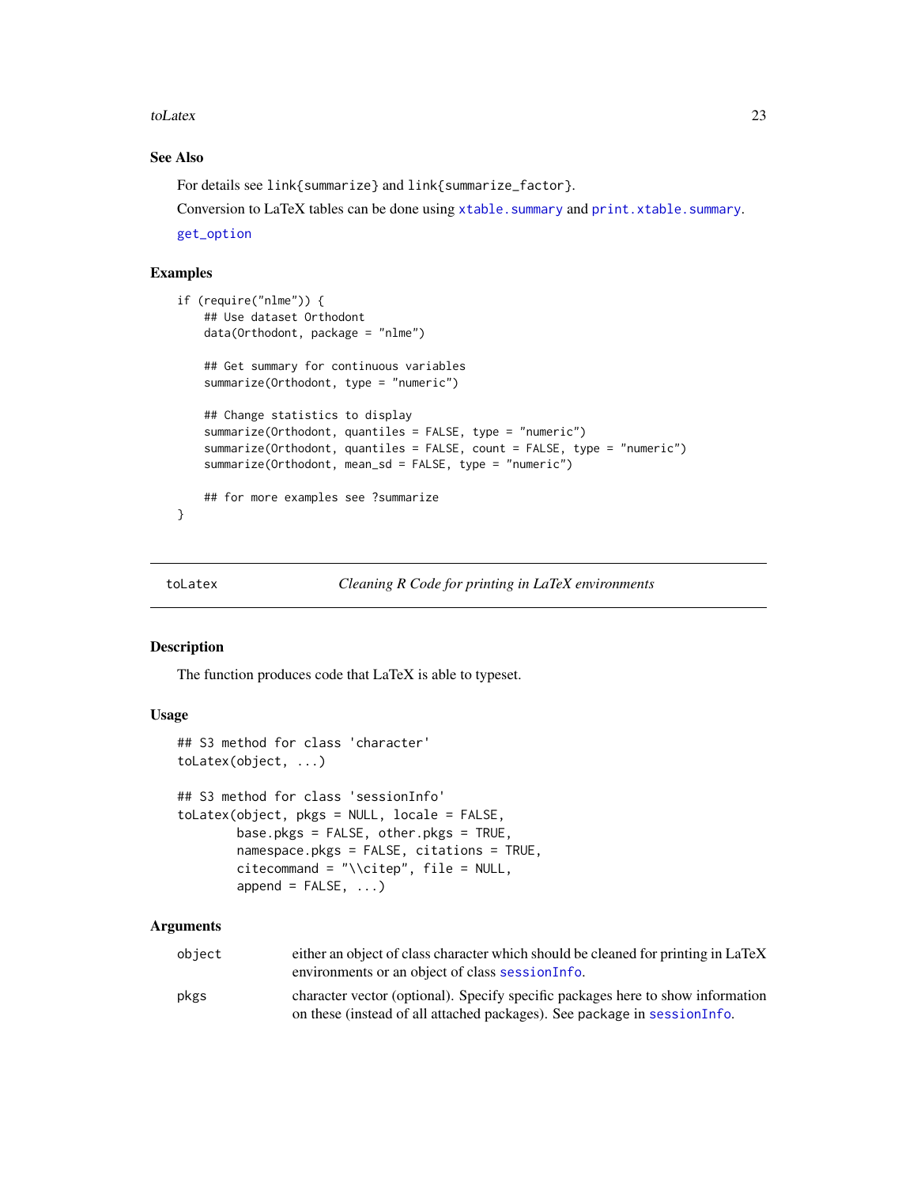### See Also

For details see `link{summarize}` and `link{summarize_factor}`.

Conversion to LaTeX tables can be done using `xtable.summary` and `print.xtable.summary`.

`get_option`

### Examples

```
if (require("nlme")) {
    ## Use dataset Orthodont
    data(Orthodont, package = "nlme")

    ## Get summary for continuous variables
    summarize(Orthodont, type = "numeric")

    ## Change statistics to display
    summarize(Orthodont, quantiles = FALSE, type = "numeric")
    summarize(Orthodont, quantiles = FALSE, count = FALSE, type = "numeric")
    summarize(Orthodont, mean_sd = FALSE, type = "numeric")

    ## for more examples see ?summarize
}
```

---

## toLatex — *Cleaning R Code for printing in LaTeX environments*

---

### Description

The function produces code that LaTeX is able to typeset.

### Usage

```
## S3 method for class 'character'
toLatex(object, ...)

## S3 method for class 'sessionInfo'
toLatex(object, pkgs = NULL, locale = FALSE,
        base.pkgs = FALSE, other.pkgs = TRUE,
        namespace.pkgs = FALSE, citations = TRUE,
        citecommand = "\\citep", file = NULL,
        append = FALSE, ...)
```

### Arguments

| | |
|---|---|
| `object` | either an object of class character which should be cleaned for printing in LaTeX environments or an object of class `sessionInfo`. |
| `pkgs` | character vector (optional). Specify specific packages here to show information on these (instead of all attached packages). See package in `sessionInfo`. |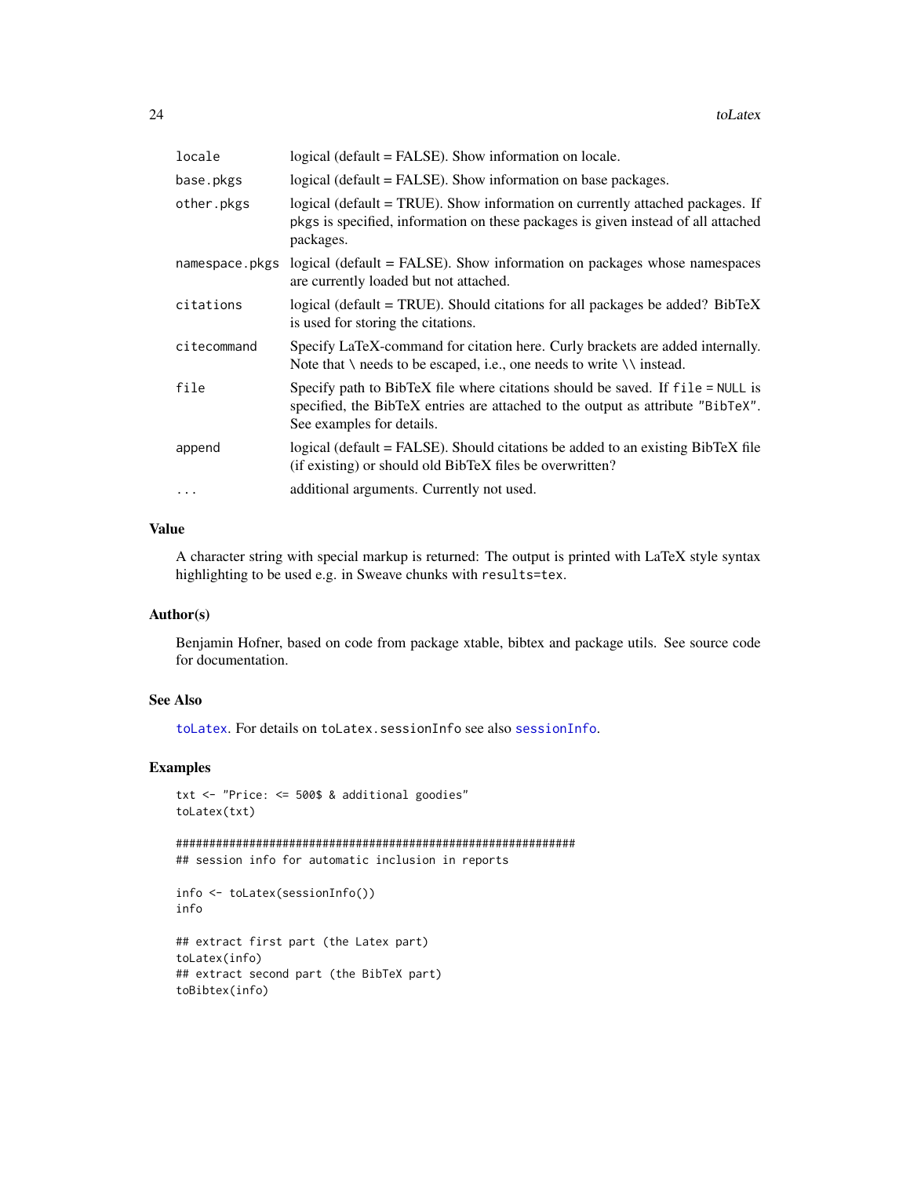| | |
|---|---|
| `locale` | logical (default = FALSE). Show information on locale. |
| `base.pkgs` | logical (default = FALSE). Show information on base packages. |
| `other.pkgs` | logical (default = TRUE). Show information on currently attached packages. If `pkgs` is specified, information on these packages is given instead of all attached packages. |
| `namespace.pkgs` | logical (default = FALSE). Show information on packages whose namespaces are currently loaded but not attached. |
| `citations` | logical (default = TRUE). Should citations for all packages be added? BibTeX is used for storing the citations. |
| `citecommand` | Specify LaTeX-command for citation here. Curly brackets are added internally. Note that \ needs to be escaped, i.e., one needs to write \\ instead. |
| `file` | Specify path to BibTeX file where citations should be saved. If `file = NULL` is specified, the BibTeX entries are attached to the output as attribute `"BibTeX"`. See examples for details. |
| `append` | logical (default = FALSE). Should citations be added to an existing BibTeX file (if existing) or should old BibTeX files be overwritten? |
| `...` | additional arguments. Currently not used. |

## Value

A character string with special markup is returned: The output is printed with LaTeX style syntax highlighting to be used e.g. in Sweave chunks with `results=tex`.

## Author(s)

Benjamin Hofner, based on code from package xtable, bibtex and package utils. See source code for documentation.

## See Also

`toLatex`. For details on `toLatex.sessionInfo` see also `sessionInfo`.

## Examples

```
txt <- "Price: <= 500$ & additional goodies"
toLatex(txt)

############################################################
## session info for automatic inclusion in reports

info <- toLatex(sessionInfo())
info

## extract first part (the Latex part)
toLatex(info)
## extract second part (the BibTeX part)
toBibtex(info)
```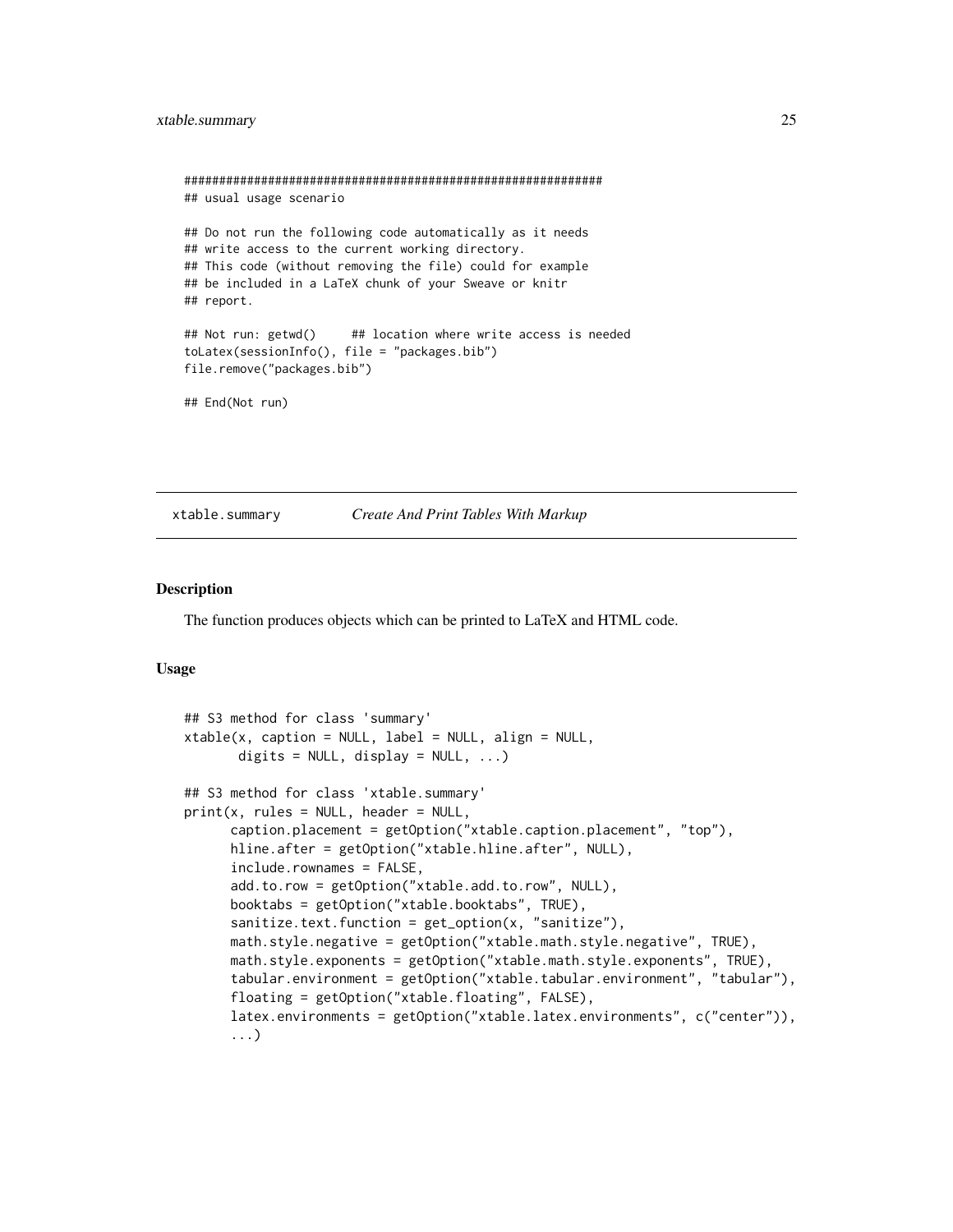```
############################################################
## usual usage scenario

## Do not run the following code automatically as it needs
## write access to the current working directory.
## This code (without removing the file) could for example
## be included in a LaTeX chunk of your Sweave or knitr
## report.

## Not run: getwd()     ## location where write access is needed
toLatex(sessionInfo(), file = "packages.bib")
file.remove("packages.bib")

## End(Not run)
```

---

`xtable.summary` *Create And Print Tables With Markup*

---

### Description

The function produces objects which can be printed to LaTeX and HTML code.

### Usage

```
## S3 method for class 'summary'
xtable(x, caption = NULL, label = NULL, align = NULL,
       digits = NULL, display = NULL, ...)

## S3 method for class 'xtable.summary'
print(x, rules = NULL, header = NULL,
      caption.placement = getOption("xtable.caption.placement", "top"),
      hline.after = getOption("xtable.hline.after", NULL),
      include.rownames = FALSE,
      add.to.row = getOption("xtable.add.to.row", NULL),
      booktabs = getOption("xtable.booktabs", TRUE),
      sanitize.text.function = get_option(x, "sanitize"),
      math.style.negative = getOption("xtable.math.style.negative", TRUE),
      math.style.exponents = getOption("xtable.math.style.exponents", TRUE),
      tabular.environment = getOption("xtable.tabular.environment", "tabular"),
      floating = getOption("xtable.floating", FALSE),
      latex.environments = getOption("xtable.latex.environments", c("center")),
      ...)
```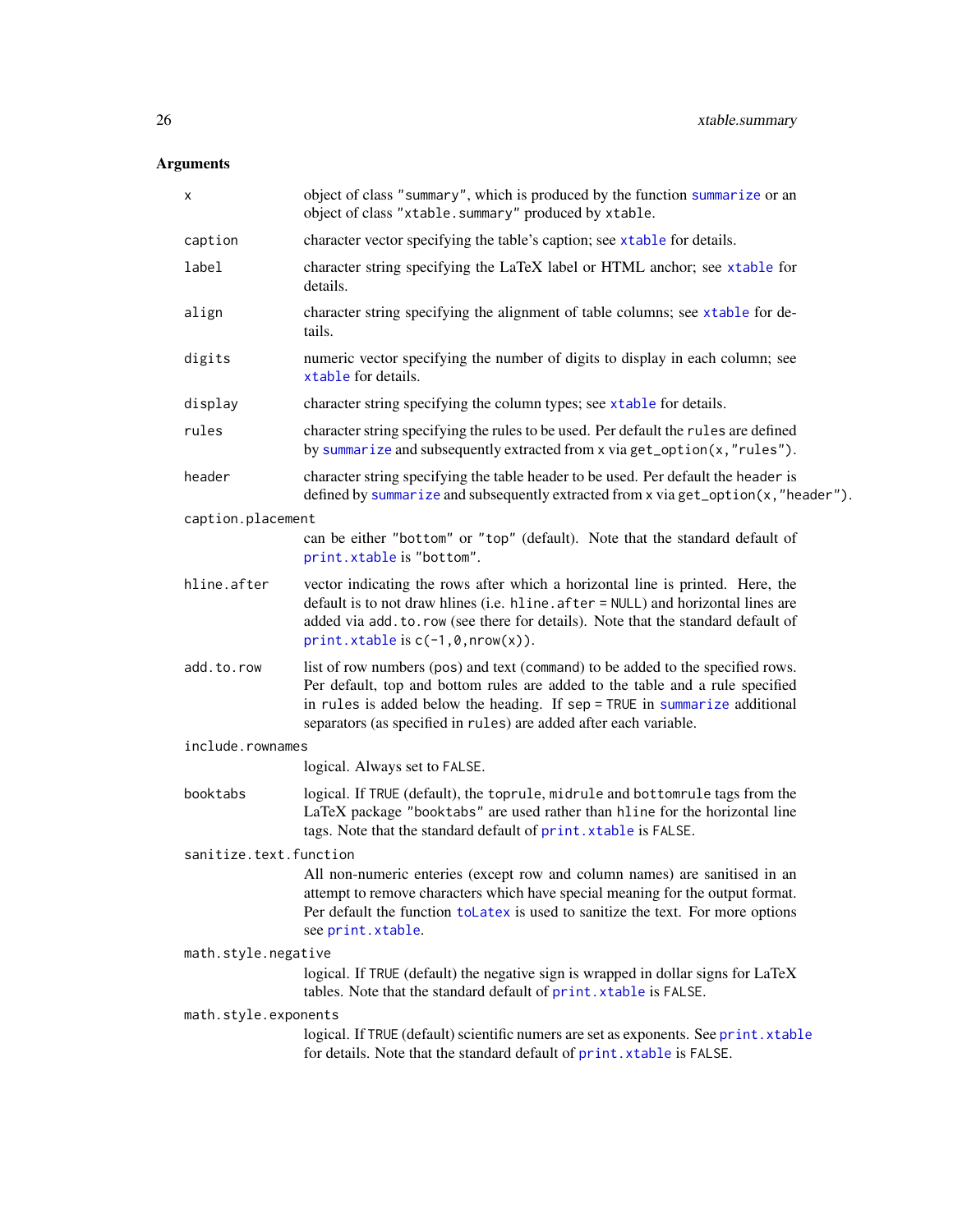### Arguments

- `x` — object of class "summary", which is produced by the function `summarize` or an object of class "xtable.summary" produced by `xtable`.
- `caption` — character vector specifying the table's caption; see `xtable` for details.
- `label` — character string specifying the LaTeX label or HTML anchor; see `xtable` for details.
- `align` — character string specifying the alignment of table columns; see `xtable` for details.
- `digits` — numeric vector specifying the number of digits to display in each column; see `xtable` for details.
- `display` — character string specifying the column types; see `xtable` for details.
- `rules` — character string specifying the rules to be used. Per default the `rules` are defined by `summarize` and subsequently extracted from `x` via `get_option(x,"rules")`.
- `header` — character string specifying the table header to be used. Per default the `header` is defined by `summarize` and subsequently extracted from `x` via `get_option(x,"header")`.
- `caption.placement` — can be either "bottom" or "top" (default). Note that the standard default of `print.xtable` is "bottom".
- `hline.after` — vector indicating the rows after which a horizontal line is printed. Here, the default is to not draw hlines (i.e. `hline.after = NULL`) and horizontal lines are added via `add.to.row` (see there for details). Note that the standard default of `print.xtable` is `c(-1,0,nrow(x))`.
- `add.to.row` — list of row numbers (`pos`) and text (`command`) to be added to the specified rows. Per default, top and bottom rules are added to the table and a rule specified in `rules` is added below the heading. If `sep = TRUE` in `summarize` additional separators (as specified in `rules`) are added after each variable.
- `include.rownames` — logical. Always set to `FALSE`.
- `booktabs` — logical. If `TRUE` (default), the `toprule`, `midrule` and `bottomrule` tags from the LaTeX package "booktabs" are used rather than `hline` for the horizontal line tags. Note that the standard default of `print.xtable` is `FALSE`.
- `sanitize.text.function` — All non-numeric enteries (except row and column names) are sanitised in an attempt to remove characters which have special meaning for the output format. Per default the function `toLatex` is used to sanitize the text. For more options see `print.xtable`.
- `math.style.negative` — logical. If `TRUE` (default) the negative sign is wrapped in dollar signs for LaTeX tables. Note that the standard default of `print.xtable` is `FALSE`.
- `math.style.exponents` — logical. If `TRUE` (default) scientific numers are set as exponents. See `print.xtable` for details. Note that the standard default of `print.xtable` is `FALSE`.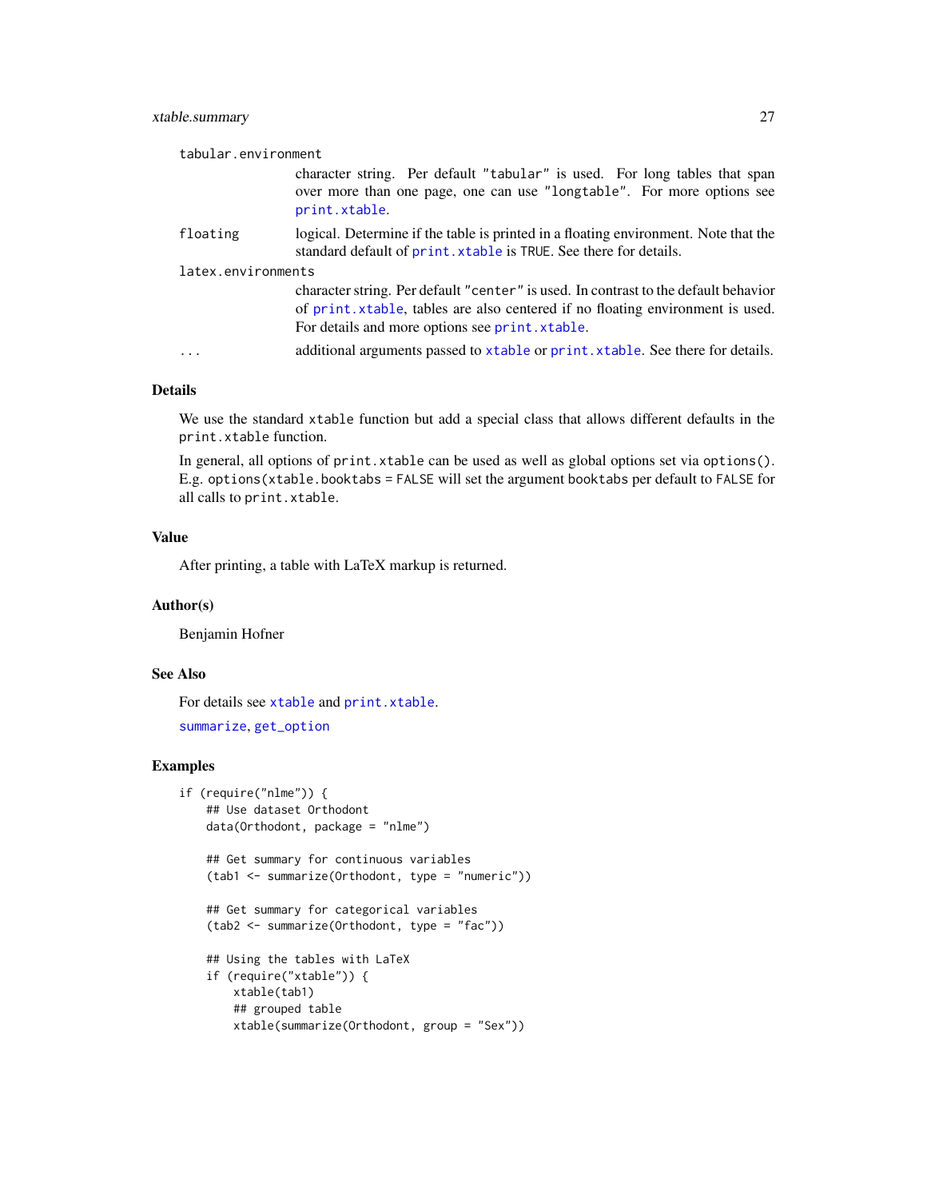`tabular.environment`
: character string. Per default `"tabular"` is used. For long tables that span over more than one page, one can use `"longtable"`. For more options see `print.xtable`.

`floating`
: logical. Determine if the table is printed in a floating environment. Note that the standard default of `print.xtable` is `TRUE`. See there for details.

`latex.environments`
: character string. Per default `"center"` is used. In contrast to the default behavior of `print.xtable`, tables are also centered if no floating environment is used. For details and more options see `print.xtable`.

`...`
: additional arguments passed to `xtable` or `print.xtable`. See there for details.

## Details

We use the standard `xtable` function but add a special class that allows different defaults in the `print.xtable` function.

In general, all options of `print.xtable` can be used as well as global options set via `options()`. E.g. `options(xtable.booktabs = FALSE` will set the argument `booktabs` per default to `FALSE` for all calls to `print.xtable`.

## Value

After printing, a table with LaTeX markup is returned.

## Author(s)

Benjamin Hofner

## See Also

For details see `xtable` and `print.xtable`.

`summarize`, `get_option`

## Examples

```
if (require("nlme")) {
    ## Use dataset Orthodont
    data(Orthodont, package = "nlme")

    ## Get summary for continuous variables
    (tab1 <- summarize(Orthodont, type = "numeric"))

    ## Get summary for categorical variables
    (tab2 <- summarize(Orthodont, type = "fac"))

    ## Using the tables with LaTeX
    if (require("xtable")) {
        xtable(tab1)
        ## grouped table
        xtable(summarize(Orthodont, group = "Sex"))
```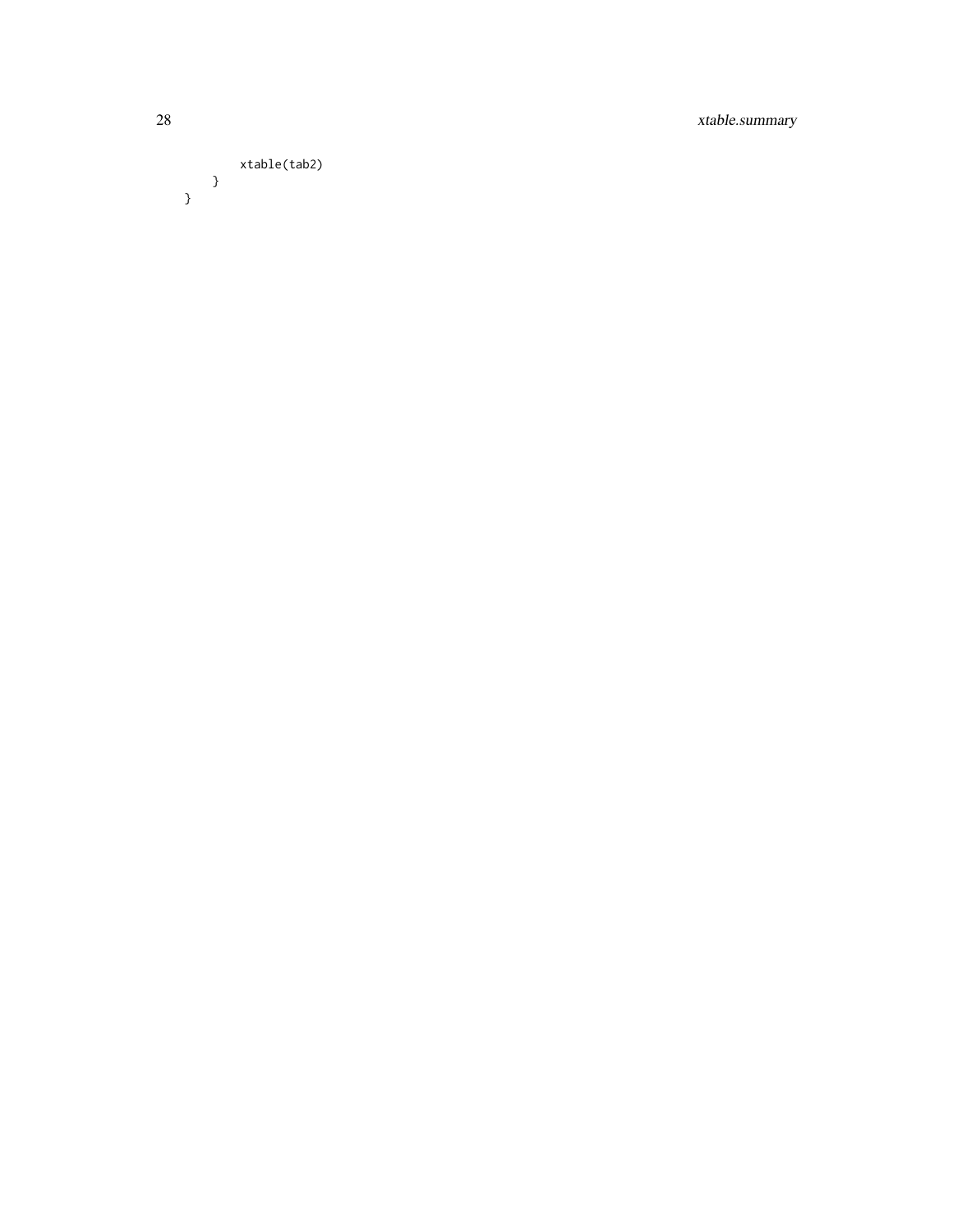```
        xtable(tab2)
    }
}
```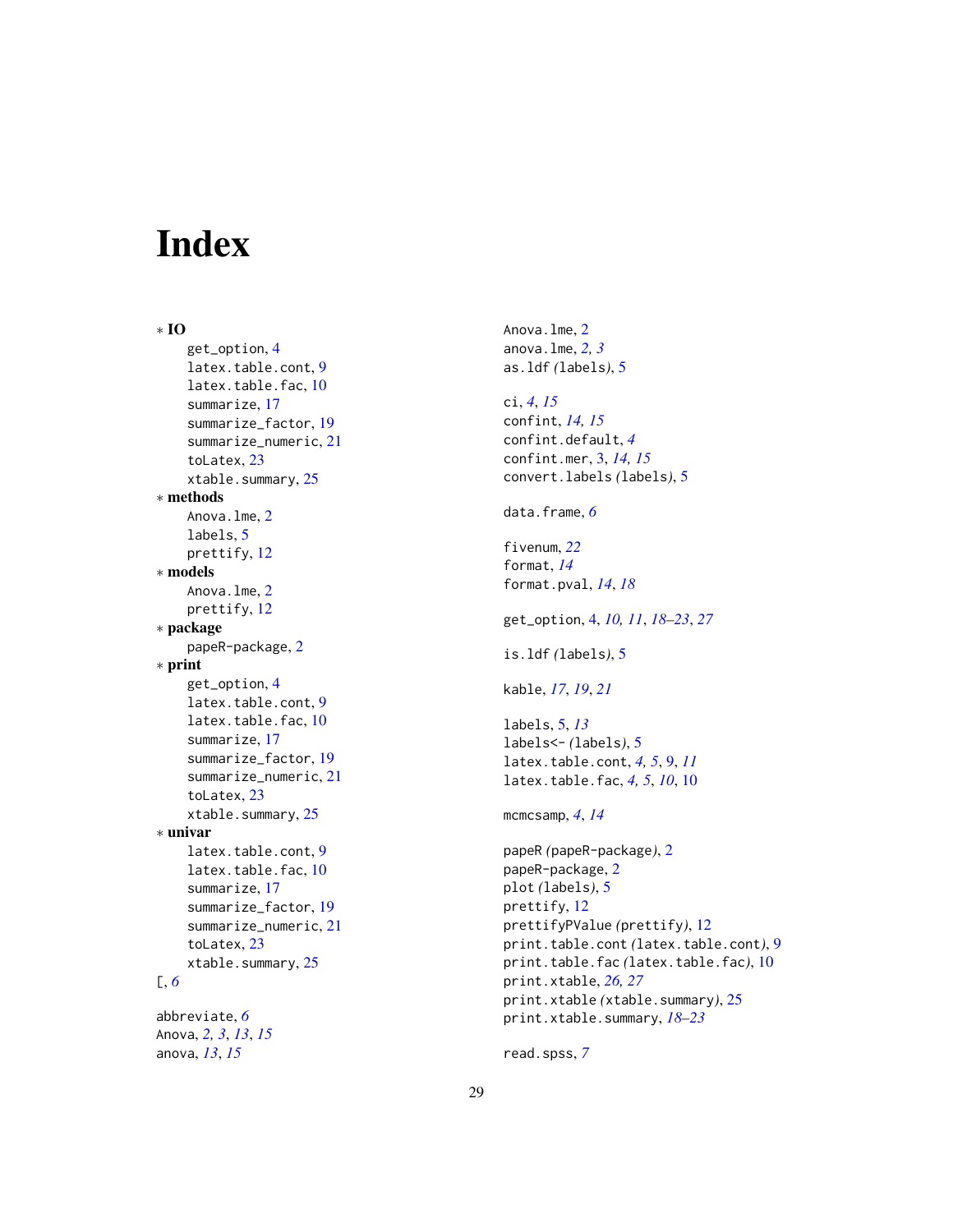# Index

∗ **IO**
- get_option, 4
- latex.table.cont, 9
- latex.table.fac, 10
- summarize, 17
- summarize_factor, 19
- summarize_numeric, 21
- toLatex, 23
- xtable.summary, 25

∗ **methods**
- Anova.lme, 2
- labels, 5
- prettify, 12

∗ **models**
- Anova.lme, 2
- prettify, 12

∗ **package**
- papeR-package, 2

∗ **print**
- get_option, 4
- latex.table.cont, 9
- latex.table.fac, 10
- summarize, 17
- summarize_factor, 19
- summarize_numeric, 21
- toLatex, 23
- xtable.summary, 25

∗ **univar**
- latex.table.cont, 9
- latex.table.fac, 10
- summarize, 17
- summarize_factor, 19
- summarize_numeric, 21
- toLatex, 23
- xtable.summary, 25

[, *6*

abbreviate, *6*
Anova, *2, 3*, *13*, *15*
anova, *13*, *15*
Anova.lme, 2
anova.lme, *2, 3*
as.ldf *(labels)*, 5

ci, *4*, *15*
confint, *14, 15*
confint.default, *4*
confint.mer, 3, *14, 15*
convert.labels *(labels)*, 5

data.frame, *6*

fivenum, *22*
format, *14*
format.pval, *14*, *18*

get_option, 4, *10, 11*, *18–23*, *27*

is.ldf *(labels)*, 5

kable, *17*, *19*, *21*

labels, 5, *13*
labels<- *(labels)*, 5
latex.table.cont, *4, 5*, 9, *11*
latex.table.fac, *4, 5*, *10*, 10

mcmcsamp, *4*, *14*

papeR *(papeR-package)*, 2
papeR-package, 2
plot *(labels)*, 5
prettify, 12
prettifyPValue *(prettify)*, 12
print.table.cont *(latex.table.cont)*, 9
print.table.fac *(latex.table.fac)*, 10
print.xtable, *26, 27*
print.xtable *(xtable.summary)*, 25
print.xtable.summary, *18–23*

read.spss, *7*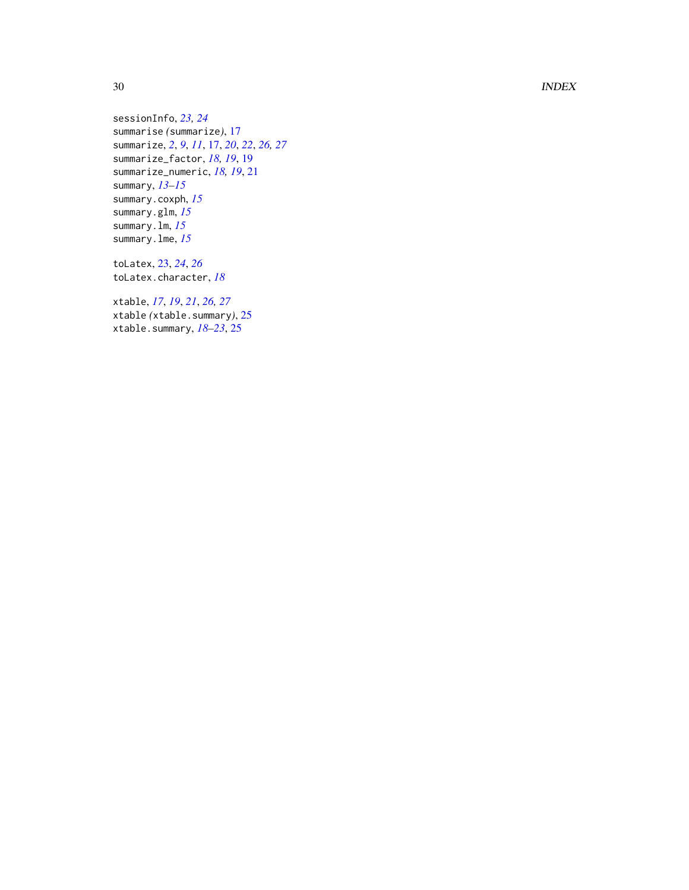sessionInfo, *23, 24*
summarise (summarize), 17
summarize, *2*, *9*, *11*, 17, *20*, *22*, *26, 27*
summarize_factor, *18, 19*, 19
summarize_numeric, *18, 19*, 21
summary, *13–15*
summary.coxph, *15*
summary.glm, *15*
summary.lm, *15*
summary.lme, *15*

toLatex, 23, *24*, *26*
toLatex.character, *18*

xtable, *17*, *19*, *21*, *26, 27*
xtable (xtable.summary), 25
xtable.summary, *18–23*, 25